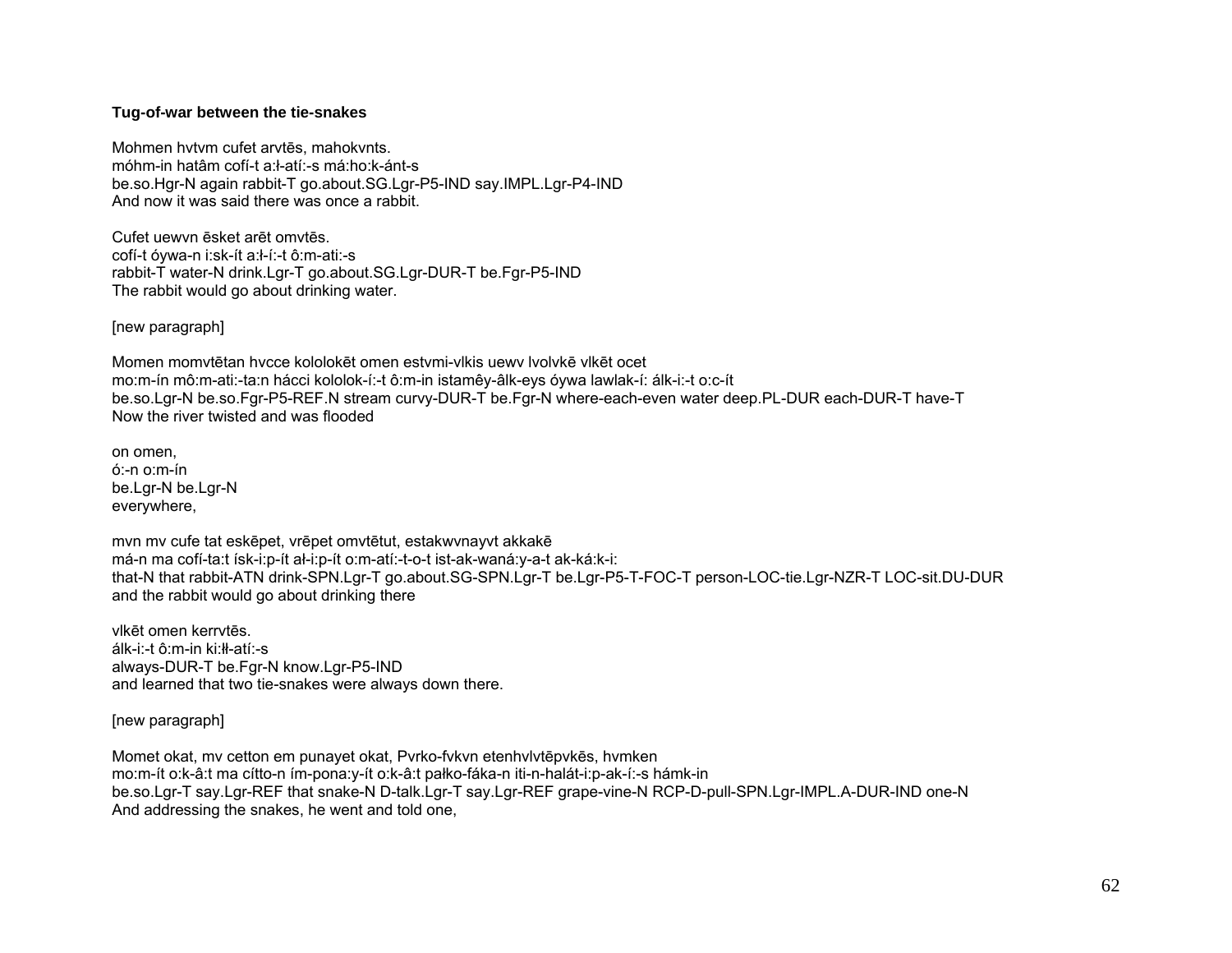**Tug-of-war between the tie-snakes**

Mohmen hvtvm cufet arvtēs, mahokvnts.
móhm-in hatâm cofí-t a:ł-atí:-s má:ho:k-ánt-s
be.so.Hgr-N again rabbit-T go.about.SG.Lgr-P5-IND say.IMPL.Lgr-P4-IND
And now it was said there was once a rabbit.

Cufet uewvn ēsket arēt omvtēs.
cofí-t óywa-n i:sk-ít a:ł-í:-t ô:m-ati:-s
rabbit-T water-N drink.Lgr-T go.about.SG.Lgr-DUR-T be.Fgr-P5-IND
The rabbit would go about drinking water.

[new paragraph]

Momen momvtētan hvcce kololokēt omen estvmi-vlkis uewv lvolvkē vlkēt ocet
mo:m-ín mô:m-ati:-ta:n hácci kololok-í:-t ô:m-in istamêy-âlk-eys óywa lawlak-í: álk-i:-t o:c-ít
be.so.Lgr-N be.so.Fgr-P5-REF.N stream curvy-DUR-T be.Fgr-N where-each-even water deep.PL-DUR each-DUR-T have-T
Now the river twisted and was flooded

on omen,
ó:-n o:m-ín
be.Lgr-N be.Lgr-N
everywhere,

mvn mv cufe tat eskēpet, vrēpet omvtētut, estakwvnayvt akkakē
má-n ma cofí-ta:t ísk-i:p-ít ał-i:p-ít o:m-atí:-t-o-t ist-ak-waná:y-a-t ak-ká:k-i:
that-N that rabbit-ATN drink-SPN.Lgr-T go.about.SG-SPN.Lgr-T be.Lgr-P5-T-FOC-T person-LOC-tie.Lgr-NZR-T LOC-sit.DU-DUR
and the rabbit would go about drinking there

vlkēt omen kerrvtēs.
álk-i:-t ô:m-in ki:ł-atí:-s
always-DUR-T be.Fgr-N know.Lgr-P5-IND
and learned that two tie-snakes were always down there.

[new paragraph]

Momet okat, mv cetton em punayet okat, Pvrko-fvkvn etenhvlvtēpvkēs, hvmken
mo:m-ít o:k-â:t ma cítto-n ím-pona:y-ít o:k-â:t pałko-fáka-n iti-n-halát-i:p-ak-í:-s hámk-in
be.so.Lgr-T say.Lgr-REF that snake-N D-talk.Lgr-T say.Lgr-REF grape-vine-N RCP-D-pull-SPN.Lgr-IMPL.A-DUR-IND one-N
And addressing the snakes, he went and told one,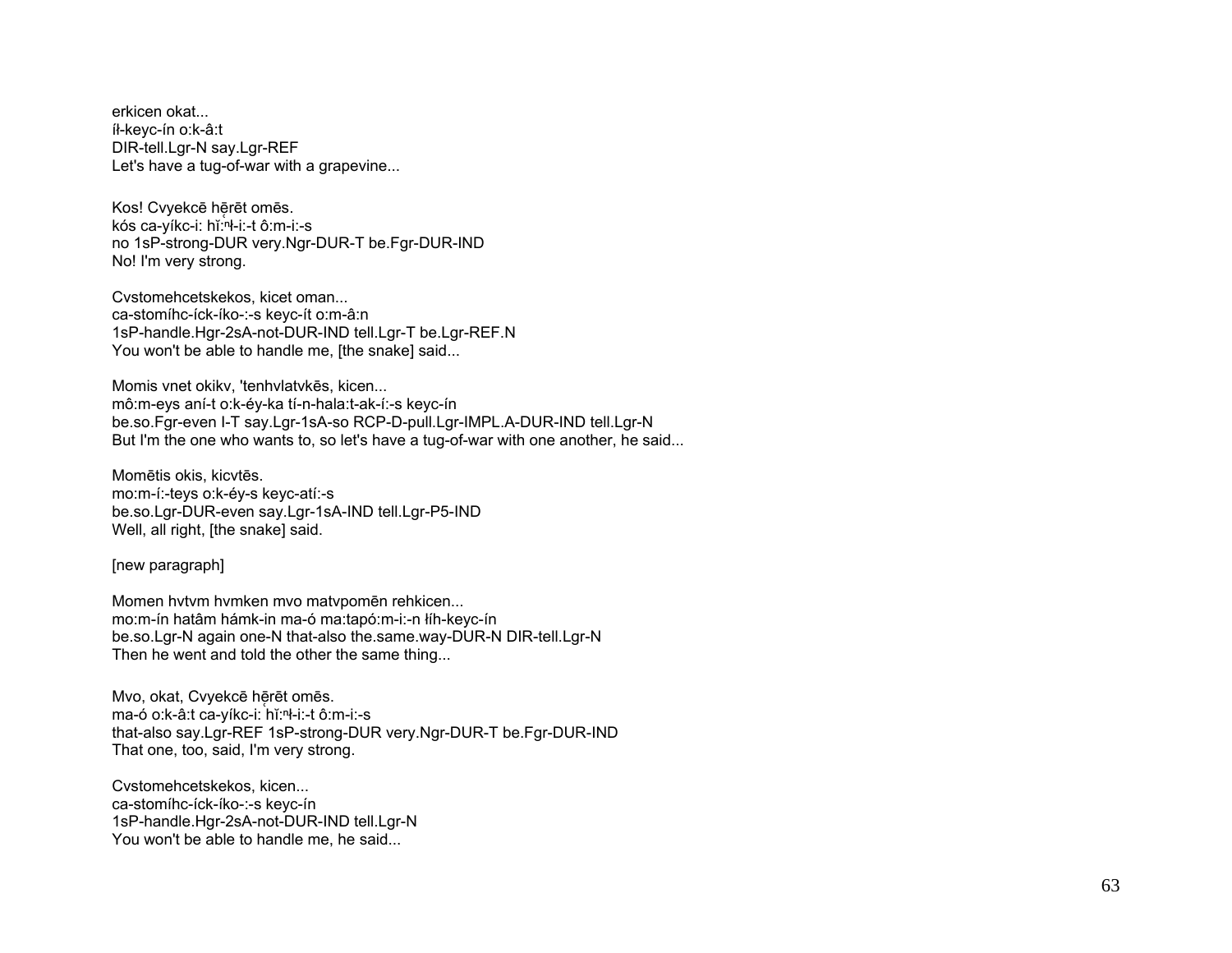erkicen okat...
íɬ-keyc-ín o:k-â:t
DIR-tell.Lgr-N say.Lgr-REF
Let's have a tug-of-war with a grapevine...

Kos! Cvyekcē hērēt omēs.
kós ca-yíkc-i: hĭ:ⁿɬ-i:-t ô:m-i:-s
no 1sP-strong-DUR very.Ngr-DUR-T be.Fgr-DUR-IND
No! I'm very strong.

Cvstomehcetskekos, kicet oman...
ca-stomíhc-íck-íko-:-s keyc-ít o:m-â:n
1sP-handle.Hgr-2sA-not-DUR-IND tell.Lgr-T be.Lgr-REF.N
You won't be able to handle me, [the snake] said...

Momis vnet okikv, 'tenhvlatvkēs, kicen...
mô:m-eys aní-t o:k-éy-ka tí-n-hala:t-ak-í:-s keyc-ín
be.so.Fgr-even I-T say.Lgr-1sA-so RCP-D-pull.Lgr-IMPL.A-DUR-IND tell.Lgr-N
But I'm the one who wants to, so let's have a tug-of-war with one another, he said...

Momētis okis, kicvtēs.
mo:m-í:-teys o:k-éy-s keyc-atí:-s
be.so.Lgr-DUR-even say.Lgr-1sA-IND tell.Lgr-P5-IND
Well, all right, [the snake] said.

[new paragraph]

Momen hvtvm hvmken mvo matvpomēn rehkicen...
mo:m-ín hatâm hámk-in ma-ó ma:tapó:m-i:-n ɬíh-keyc-ín
be.so.Lgr-N again one-N that-also the.same.way-DUR-N DIR-tell.Lgr-N
Then he went and told the other the same thing...

Mvo, okat, Cvyekcē hērēt omēs.
ma-ó o:k-â:t ca-yíkc-i: hĭ:ⁿɬ-i:-t ô:m-i:-s
that-also say.Lgr-REF 1sP-strong-DUR very.Ngr-DUR-T be.Fgr-DUR-IND
That one, too, said, I'm very strong.

Cvstomehcetskekos, kicen...
ca-stomíhc-íck-íko-:-s keyc-ín
1sP-handle.Hgr-2sA-not-DUR-IND tell.Lgr-N
You won't be able to handle me, he said...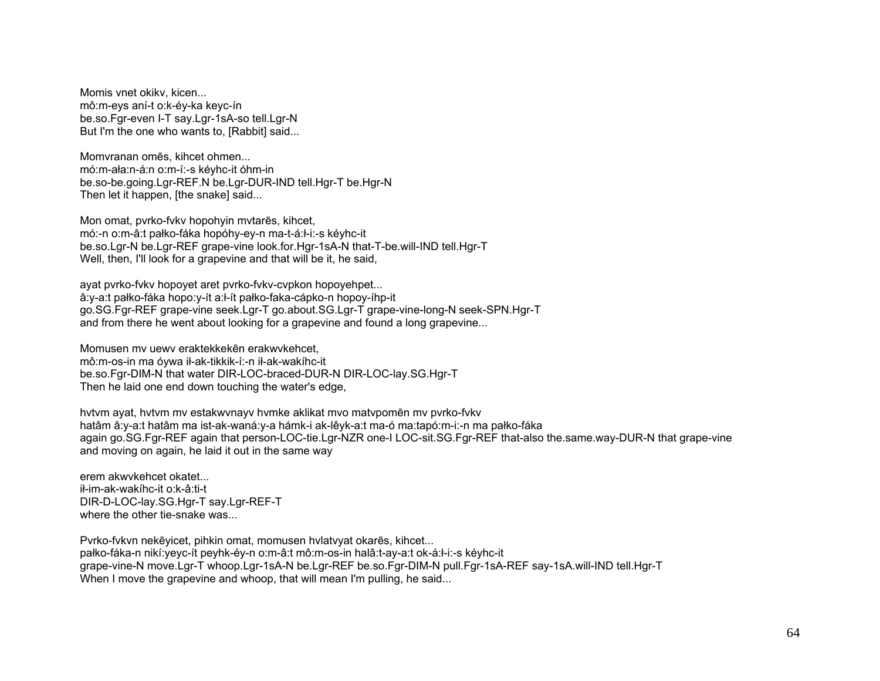Momis vnet okikv, kicen...
mô:m-eys aní-t o:k-éy-ka keyc-ín
be.so.Fgr-even I-T say.Lgr-1sA-so tell.Lgr-N
But I'm the one who wants to, [Rabbit] said...

Momvranan omēs, kihcet ohmen...
mó:m-ała:n-á:n o:m-í:-s kéyhc-it óhm-in
be.so-be.going.Lgr-REF.N be.Lgr-DUR-IND tell.Hgr-T be.Hgr-N
Then let it happen, [the snake] said...

Mon omat, pvrko-fvkv hopohyin mvtarēs, kihcet,
mó:-n o:m-â:t pałko-fáka hopóhy-ey-n ma-t-á:ł-i:-s kéyhc-it
be.so.Lgr-N be.Lgr-REF grape-vine look.for.Hgr-1sA-N that-T-be.will-IND tell.Hgr-T
Well, then, I'll look for a grapevine and that will be it, he said,

ayat pvrko-fvkv hopoyet aret pvrko-fvkv-cvpkon hopoyehpet...
â:y-a:t pałko-fáka hopo:y-ít a:ł-ít pałko-faka-cápko-n hopoy-íhp-it
go.SG.Fgr-REF grape-vine seek.Lgr-T go.about.SG.Lgr-T grape-vine-long-N seek-SPN.Hgr-T
and from there he went about looking for a grapevine and found a long grapevine...

Momusen mv uewv eraktekkekēn erakwvkehcet,
mô:m-os-in ma óywa ił-ak-tikkik-í:-n ił-ak-wakíhc-it
be.so.Fgr-DIM-N that water DIR-LOC-braced-DUR-N DIR-LOC-lay.SG.Hgr-T
Then he laid one end down touching the water's edge,

hvtvm ayat, hvtvm mv estakwvnayv hvmke aklikat mvo matvpomēn mv pvrko-fvkv
hatâm â:y-a:t hatâm ma ist-ak-waná:y-a hámk-i ak-lêyk-a:t ma-ó ma:tapó:m-i:-n ma pałko-fáka
again go.SG.Fgr-REF again that person-LOC-tie.Lgr-NZR one-I LOC-sit.SG.Fgr-REF that-also the.same.way-DUR-N that grape-vine
and moving on again, he laid it out in the same way

erem akwvkehcet okatet...
ił-im-ak-wakíhc-it o:k-â:ti-t
DIR-D-LOC-lay.SG.Hgr-T say.Lgr-REF-T
where the other tie-snake was...

Pvrko-fvkvn nekēyicet, pihkin omat, momusen hvlatvyat okarēs, kihcet...
pałko-fáka-n nikí:yeyc-ít peyhk-éy-n o:m-â:t mô:m-os-in halâ:t-ay-a:t ok-á:ł-i:-s kéyhc-it
grape-vine-N move.Lgr-T whoop.Lgr-1sA-N be.Lgr-REF be.so.Fgr-DIM-N pull.Fgr-1sA-REF say-1sA.will-IND tell.Hgr-T
When I move the grapevine and whoop, that will mean I'm pulling, he said...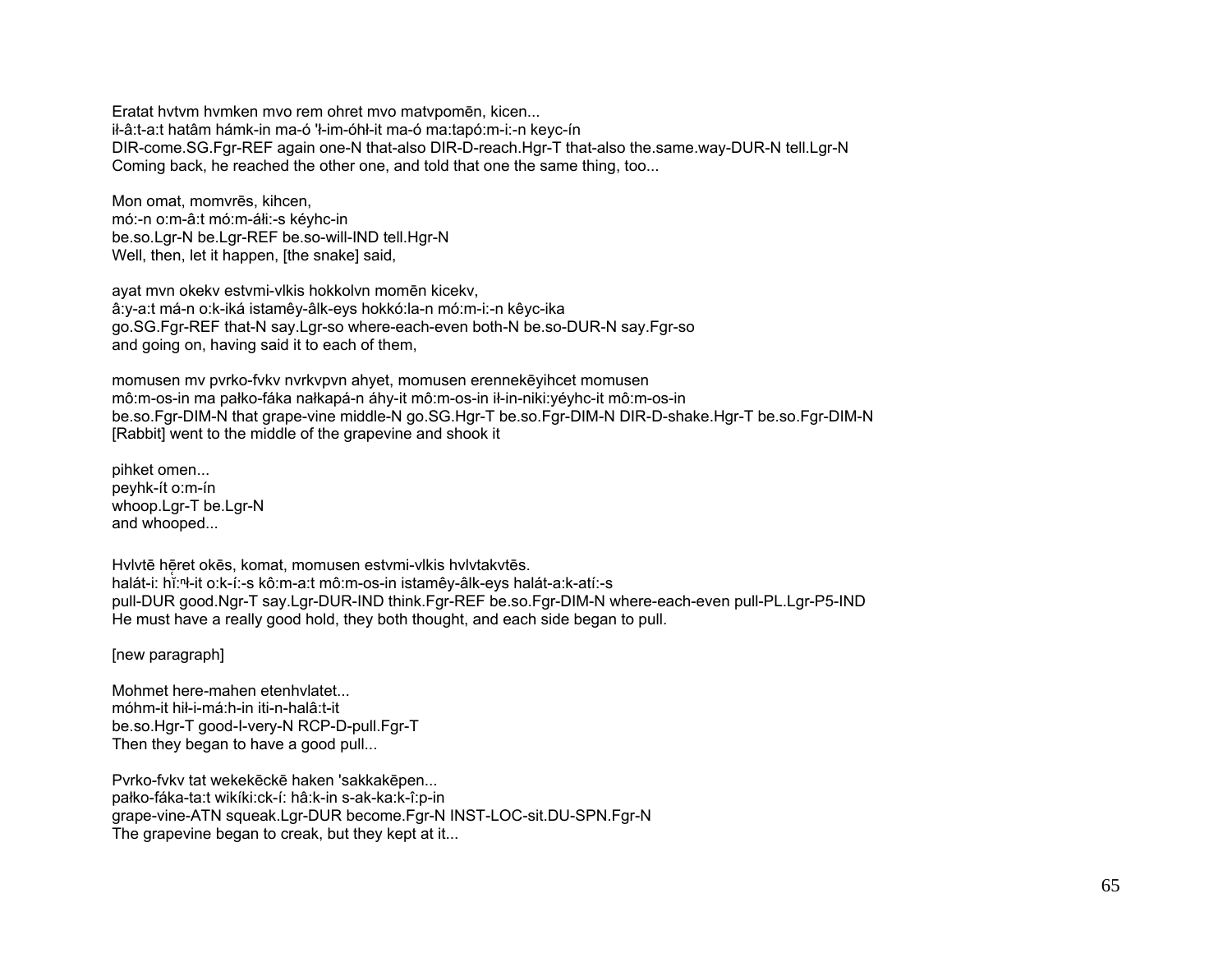Eratat hvtvm hvmken mvo rem ohret mvo matvpomēn, kicen...
ił-â:t-a:t hatâm hámk-in ma-ó 'ł-im-óhł-it ma-ó ma:tapó:m-i:-n keyc-ín
DIR-come.SG.Fgr-REF again one-N that-also DIR-D-reach.Hgr-T that-also the.same.way-DUR-N tell.Lgr-N
Coming back, he reached the other one, and told that one the same thing, too...

Mon omat, momvrēs, kihcen,
mó:-n o:m-â:t mó:m-áłi:-s kéyhc-in
be.so.Lgr-N be.Lgr-REF be.so-will-IND tell.Hgr-N
Well, then, let it happen, [the snake] said,

ayat mvn okekv estvmi-vlkis hokkolvn momēn kicekv,
â:y-a:t má-n o:k-iká istamêy-âlk-eys hokkó:la-n mó:m-i:-n kêyc-ika
go.SG.Fgr-REF that-N say.Lgr-so where-each-even both-N be.so-DUR-N say.Fgr-so
and going on, having said it to each of them,

momusen mv pvrko-fvkv nvrkvpvn ahyet, momusen erennekēyihcet momusen
mô:m-os-in ma pałko-fáka nałkapá-n áhy-it mô:m-os-in ił-in-niki:yéyhc-it mô:m-os-in
be.so.Fgr-DIM-N that grape-vine middle-N go.SG.Hgr-T be.so.Fgr-DIM-N DIR-D-shake.Hgr-T be.so.Fgr-DIM-N
[Rabbit] went to the middle of the grapevine and shook it

pihket omen...
peyhk-ít o:m-ín
whoop.Lgr-T be.Lgr-N
and whooped...

Hvlvtē hẽret okēs, komat, momusen estvmi-vlkis hvlvtakvtēs.
halát-i: hĩ:ⁿł-it o:k-í:-s kô:m-a:t mô:m-os-in istamêy-âlk-eys halát-a:k-atí:-s
pull-DUR good.Ngr-T say.Lgr-DUR-IND think.Fgr-REF be.so.Fgr-DIM-N where-each-even pull-PL.Lgr-P5-IND
He must have a really good hold, they both thought, and each side began to pull.

[new paragraph]

Mohmet here-mahen etenhvlatet...
móhm-it hił-i-má:h-in iti-n-halâ:t-it
be.so.Hgr-T good-I-very-N RCP-D-pull.Fgr-T
Then they began to have a good pull...

Pvrko-fvkv tat wekekēckē haken 'sakkakēpen...
pałko-fáka-ta:t wikíki:ck-í: hâ:k-in s-ak-ka:k-î:p-in
grape-vine-ATN squeak.Lgr-DUR become.Fgr-N INST-LOC-sit.DU-SPN.Fgr-N
The grapevine began to creak, but they kept at it...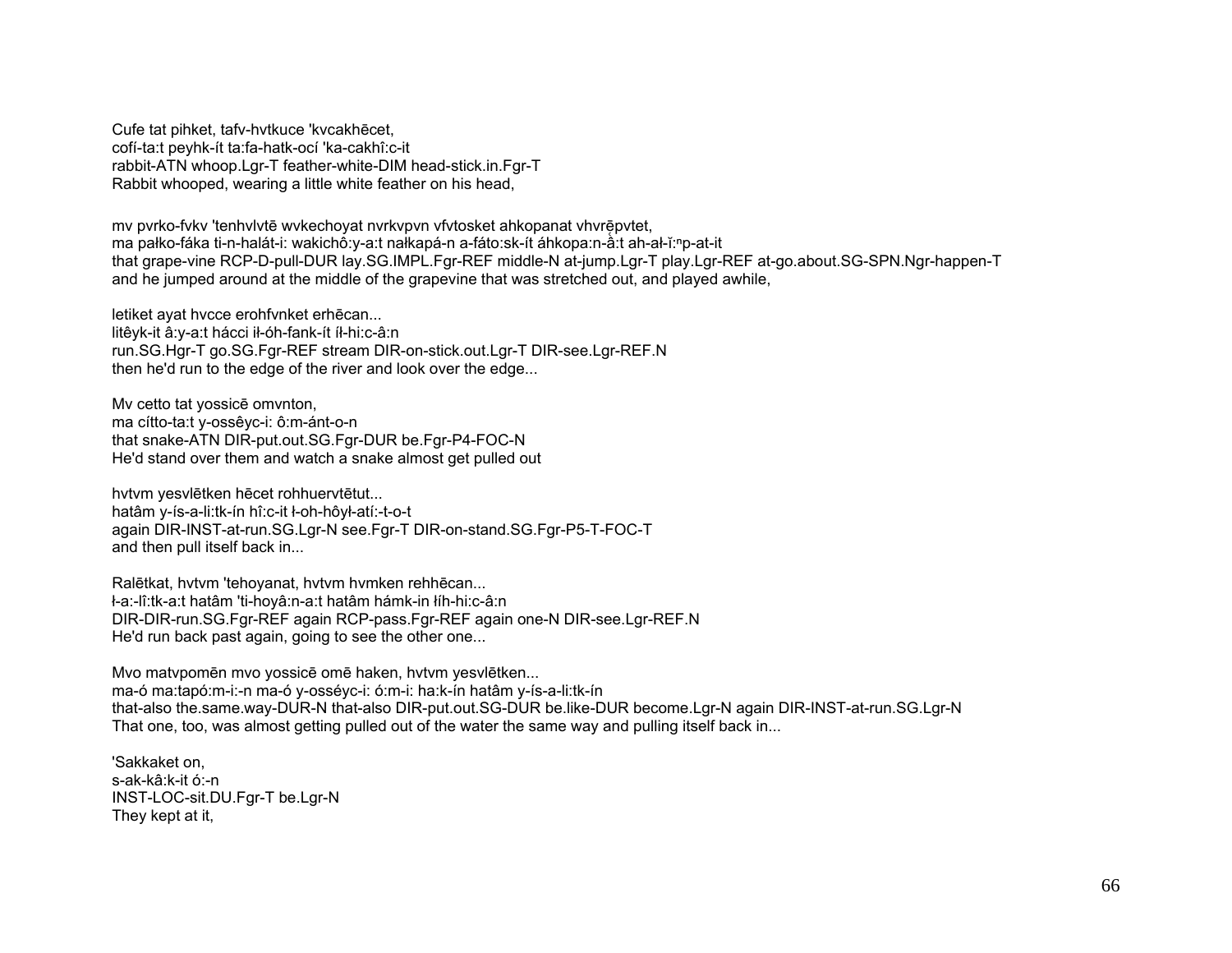Cufe tat pihket, tafv-hvtkuce 'kvcakhēcet,
cofí-ta:t peyhk-ít ta:fa-hatk-ocí 'ka-cakhî:c-it
rabbit-ATN whoop.Lgr-T feather-white-DIM head-stick.in.Fgr-T
Rabbit whooped, wearing a little white feather on his head,

mv pvrko-fvkv 'tenhvlvtē wvkechoyat nvrkvpvn vfvtosket ahkopanat vhvrēpvtet,
ma pałko-fáka ti-n-halát-i: wakichô:y-a:t nałkapá-n a-fáto:sk-ít áhkopa:n-ȃ:t ah-ał-ĭ:ⁿp-at-it
that grape-vine RCP-D-pull-DUR lay.SG.IMPL.Fgr-REF middle-N at-jump.Lgr-T play.Lgr-REF at-go.about.SG-SPN.Ngr-happen-T
and he jumped around at the middle of the grapevine that was stretched out, and played awhile,

letiket ayat hvcce erohfvnket erhēcan...
litêyk-it â:y-a:t hácci ił-óh-fank-ít íł-hi:c-â:n
run.SG.Hgr-T go.SG.Fgr-REF stream DIR-on-stick.out.Lgr-T DIR-see.Lgr-REF.N
then he'd run to the edge of the river and look over the edge...

Mv cetto tat yossicē omvnton,
ma cítto-ta:t y-ossêyc-i: ô:m-ánt-o-n
that snake-ATN DIR-put.out.SG.Fgr-DUR be.Fgr-P4-FOC-N
He'd stand over them and watch a snake almost get pulled out

hvtvm yesvlētken hēcet rohhuervtētut...
hatâm y-ís-a-li:tk-ín hî:c-it ł-oh-hôył-atí:-t-o-t
again DIR-INST-at-run.SG.Lgr-N see.Fgr-T DIR-on-stand.SG.Fgr-P5-T-FOC-T
and then pull itself back in...

Ralētkat, hvtvm 'tehoyanat, hvtvm hvmken rehhēcan...
ł-a:-lî:tk-a:t hatâm 'ti-hoyâ:n-a:t hatâm hámk-in łíh-hi:c-â:n
DIR-DIR-run.SG.Fgr-REF again RCP-pass.Fgr-REF again one-N DIR-see.Lgr-REF.N
He'd run back past again, going to see the other one...

Mvo matvpomēn mvo yossicē omē haken, hvtvm yesvlētken...
ma-ó ma:tapó:m-i:-n ma-ó y-osséyc-i: ó:m-i: ha:k-ín hatâm y-ís-a-li:tk-ín
that-also the.same.way-DUR-N that-also DIR-put.out.SG-DUR be.like-DUR become.Lgr-N again DIR-INST-at-run.SG.Lgr-N
That one, too, was almost getting pulled out of the water the same way and pulling itself back in...

'Sakkaket on,
s-ak-kâ:k-it ó:-n
INST-LOC-sit.DU.Fgr-T be.Lgr-N
They kept at it,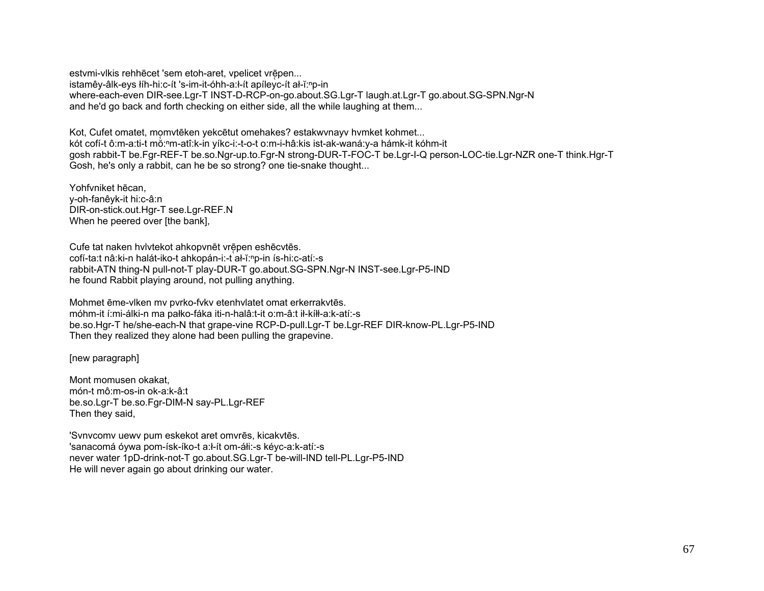estvmi-vlkis rehhēcet 'sem etoh-aret, vpelicet vrẹ̄pen...
istamêy-âlk-eys łíh-hi:c-ít 's-im-it-óhh-a:ł-ít apíleyc-ít ał-ĭ:ⁿp-in
where-each-even DIR-see.Lgr-T INST-D-RCP-on-go.about.SG.Lgr-T laugh.at.Lgr-T go.about.SG-SPN.Ngr-N
and he'd go back and forth checking on either side, all the while laughing at them...

Kot, Cufet omatet, mọmvtēken yekcētut omehakes? estakwvnayv hvmket kohmet...
kót cofí-t ô:m-a:ti-t mọ̆:ⁿm-atî:k-in yíkc-i:-t-o-t o:m-i-hâ:kis ist-ak-waná:y-a hámk-it kóhm-it
gosh rabbit-T be.Fgr-REF-T be.so.Ngr-up.to.Fgr-N strong-DUR-T-FOC-T be.Lgr-I-Q person-LOC-tie.Lgr-NZR one-T think.Hgr-T
Gosh, he's only a rabbit, can he be so strong? one tie-snake thought...

Yohfvniket hēcan,
y-oh-fanêyk-it hi:c-â:n
DIR-on-stick.out.Hgr-T see.Lgr-REF.N
When he peered over [the bank],

Cufe tat naken hvlvtekot ahkopvnēt vrẹ̄pen eshēcvtēs.
cofí-ta:t nâ:ki-n halát-iko-t ahkopán-i:-t ał-ĭ:ⁿp-in ís-hi:c-atí:-s
rabbit-ATN thing-N pull-not-T play-DUR-T go.about.SG-SPN.Ngr-N INST-see.Lgr-P5-IND
he found Rabbit playing around, not pulling anything.

Mohmet ēme-vlken mv pvrko-fvkv etenhvlatet omat erkerrakvtēs.
móhm-it í:mi-álki-n ma pałko-fáka iti-n-halâ:t-it o:m-â:t ił-kíłł-a:k-atí:-s
be.so.Hgr-T he/she-each-N that grape-vine RCP-D-pull.Lgr-T be.Lgr-REF DIR-know-PL.Lgr-P5-IND
Then they realized they alone had been pulling the grapevine.

[new paragraph]

Mont momusen okakat,
món-t mô:m-os-in ok-a:k-â:t
be.so.Lgr-T be.so.Fgr-DIM-N say-PL.Lgr-REF
Then they said,

'Svnvcomv uewv pum eskekot aret omvrēs, kicakvtēs.
'sanacomá óywa pom-ísk-íko-t a:ł-ít om-áłi:-s kéyc-a:k-atí:-s
never water 1pD-drink-not-T go.about.SG.Lgr-T be-will-IND tell-PL.Lgr-P5-IND
He will never again go about drinking our water.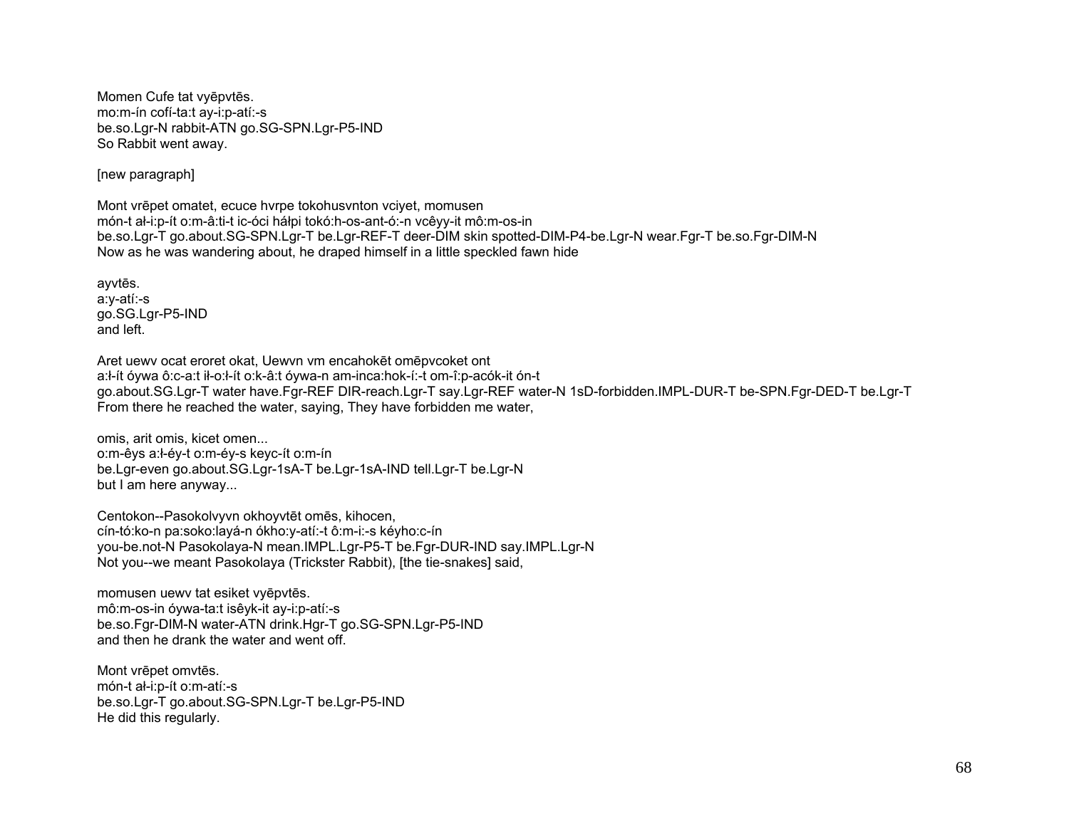Momen Cufe tat vyēpvtēs.
mo:m-ín cofí-ta:t ay-i:p-atí:-s
be.so.Lgr-N rabbit-ATN go.SG-SPN.Lgr-P5-IND
So Rabbit went away.

[new paragraph]

Mont vrēpet omatet, ecuce hvrpe tokohusvnton vciyet, momusen
món-t ał-i:p-ít o:m-â:ti-t ic-óci háłpi tokó:h-os-ant-ó:-n vcêyy-it mô:m-os-in
be.so.Lgr-T go.about.SG-SPN.Lgr-T be.Lgr-REF-T deer-DIM skin spotted-DIM-P4-be.Lgr-N wear.Fgr-T be.so.Fgr-DIM-N
Now as he was wandering about, he draped himself in a little speckled fawn hide

ayvtēs.
a:y-atí:-s
go.SG.Lgr-P5-IND
and left.

Aret uewv ocat eroret okat, Uewvn vm encahokēt omēpvcoket ont
a:ł-ít óywa ô:c-a:t ił-o:ł-ít o:k-â:t óywa-n am-inca:hok-í:-t om-î:p-acók-it ón-t
go.about.SG.Lgr-T water have.Fgr-REF DIR-reach.Lgr-T say.Lgr-REF water-N 1sD-forbidden.IMPL-DUR-T be-SPN.Fgr-DED-T be.Lgr-T
From there he reached the water, saying, They have forbidden me water,

omis, arit omis, kicet omen...
o:m-êys a:ł-éy-t o:m-éy-s keyc-ít o:m-ín
be.Lgr-even go.about.SG.Lgr-1sA-T be.Lgr-1sA-IND tell.Lgr-T be.Lgr-N
but I am here anyway...

Centokon--Pasokolvyvn okhoyvtēt omēs, kihocen,
cín-tó:ko-n pa:soko:layá-n ókho:y-atí:-t ô:m-i:-s kéyho:c-ín
you-be.not-N Pasokolaya-N mean.IMPL.Lgr-P5-T be.Fgr-DUR-IND say.IMPL.Lgr-N
Not you--we meant Pasokolaya (Trickster Rabbit), [the tie-snakes] said,

momusen uewv tat esiket vyēpvtēs.
mô:m-os-in óywa-ta:t isêyk-it ay-i:p-atí:-s
be.so.Fgr-DIM-N water-ATN drink.Hgr-T go.SG-SPN.Lgr-P5-IND
and then he drank the water and went off.

Mont vrēpet omvtēs.
món-t ał-i:p-ít o:m-atí:-s
be.so.Lgr-T go.about.SG-SPN.Lgr-T be.Lgr-P5-IND
He did this regularly.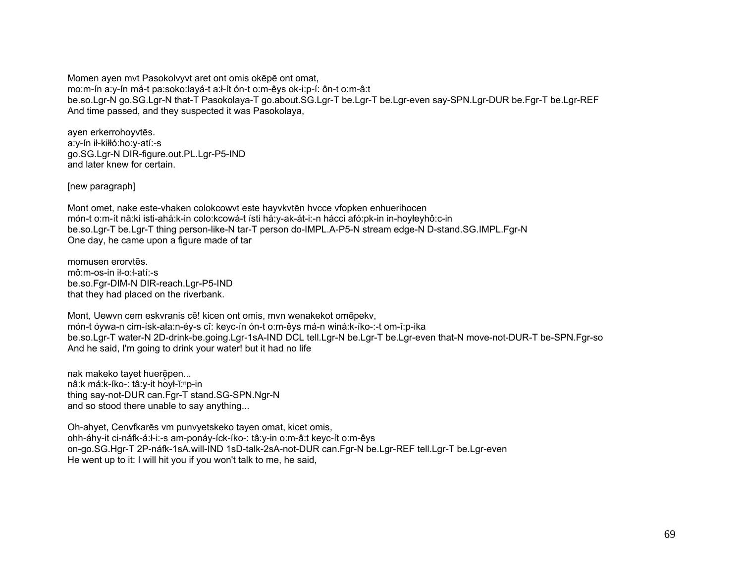Momen ayen mvt Pasokolvyvt aret ont omis okēpē ont omat,
mo:m-ín a:y-ín má-t pa:soko:layá-t a:ł-ít ón-t o:m-êys ok-i:p-í: ôn-t o:m-â:t
be.so.Lgr-N go.SG.Lgr-N that-T Pasokolaya-T go.about.SG.Lgr-T be.Lgr-T be.Lgr-even say-SPN.Lgr-DUR be.Fgr-T be.Lgr-REF
And time passed, and they suspected it was Pasokolaya,

ayen erkerrohoyvtēs.
a:y-ín ił-kiłłó:ho:y-atí:-s
go.SG.Lgr-N DIR-figure.out.PL.Lgr-P5-IND
and later knew for certain.

[new paragraph]

Mont omet, nake este-vhaken colokcowvt este hayvkvtēn hvcce vfopken enhuerihocen
món-t o:m-ít nâ:ki isti-ahá:k-in colo:kcowá-t ísti há:y-ak-át-i:-n hácci afó:pk-in in-hoyłeyhô:c-in
be.so.Lgr-T be.Lgr-T thing person-like-N tar-T person do-IMPL.A-P5-N stream edge-N D-stand.SG.IMPL.Fgr-N
One day, he came upon a figure made of tar

momusen erorvtēs.
mô:m-os-in ił-o:ł-atí:-s
be.so.Fgr-DIM-N DIR-reach.Lgr-P5-IND
that they had placed on the riverbank.

Mont, Uewvn cem eskvranis cē! kicen ont omis, mvn wenakekot omēpekv,
món-t óywa-n cim-ísk-ała:n-éy-s cî: keyc-ín ón-t o:m-êys má-n winá:k-íko-:-t om-î:p-ika
be.so.Lgr-T water-N 2D-drink-be.going.Lgr-1sA-IND DCL tell.Lgr-N be.Lgr-T be.Lgr-even that-N move-not-DUR-T be-SPN.Fgr-so
And he said, I'm going to drink your water! but it had no life

nak makeko tayet huerẹ̄pen...
nâ:k má:k-íko-: tâ:y-it hoył-ĭ:ⁿp-in
thing say-not-DUR can.Fgr-T stand.SG-SPN.Ngr-N
and so stood there unable to say anything...

Oh-ahyet, Cenvfkarēs vm punvyetskeko tayen omat, kicet omis,
ohh-áhy-it ci-náfk-á:ł-i:-s am-ponáy-íck-íko-: tâ:y-in o:m-â:t keyc-ít o:m-êys
on-go.SG.Hgr-T 2P-náfk-1sA.will-IND 1sD-talk-2sA-not-DUR can.Fgr-N be.Lgr-REF tell.Lgr-T be.Lgr-even
He went up to it: I will hit you if you won't talk to me, he said,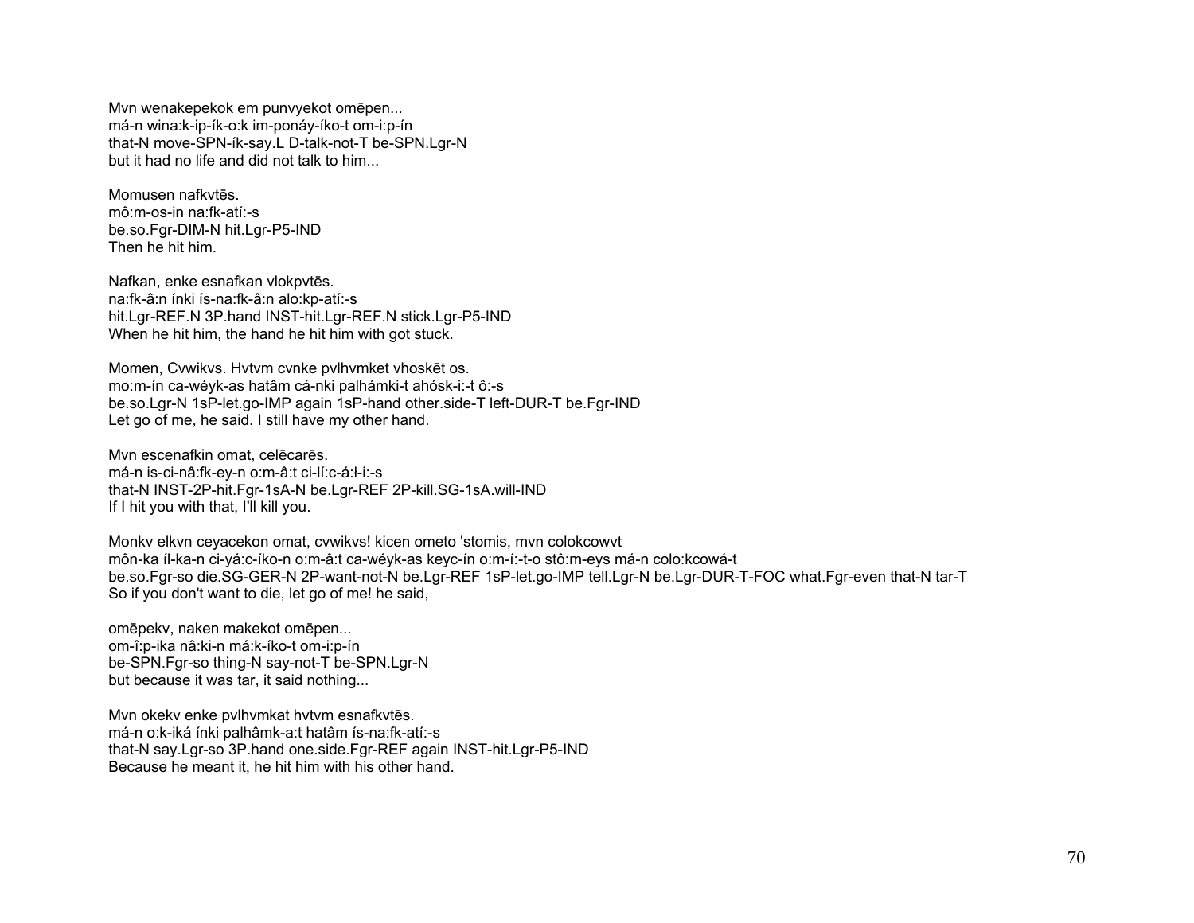Mvn wenakepekok em punvyekot omēpen...
má-n wina:k-ip-ík-o:k im-ponáy-íko-t om-i:p-ín
that-N move-SPN-ík-say.L D-talk-not-T be-SPN.Lgr-N
but it had no life and did not talk to him...

Momusen nafkvtēs.
mô:m-os-in na:fk-atí:-s
be.so.Fgr-DIM-N hit.Lgr-P5-IND
Then he hit him.

Nafkan, enke esnafkan vlokpvtēs.
na:fk-â:n ínki ís-na:fk-â:n alo:kp-atí:-s
hit.Lgr-REF.N 3P.hand INST-hit.Lgr-REF.N stick.Lgr-P5-IND
When he hit him, the hand he hit him with got stuck.

Momen, Cvwikvs. Hvtvm cvnke pvlhvmket vhoskēt os.
mo:m-ín ca-wéyk-as hatâm cá-nki palhámki-t ahósk-i:-t ô:-s
be.so.Lgr-N 1sP-let.go-IMP again 1sP-hand other.side-T left-DUR-T be.Fgr-IND
Let go of me, he said. I still have my other hand.

Mvn escenafkin omat, celēcarēs.
má-n is-ci-nâ:fk-ey-n o:m-â:t ci-lí:c-á:ł-i:-s
that-N INST-2P-hit.Fgr-1sA-N be.Lgr-REF 2P-kill.SG-1sA.will-IND
If I hit you with that, I'll kill you.

Monkv elkvn ceyacekon omat, cvwikvs! kicen ometo 'stomis, mvn colokcowvt
môn-ka íl-ka-n ci-yá:c-íko-n o:m-â:t ca-wéyk-as keyc-ín o:m-í:-t-o stô:m-eys má-n colo:kcowá-t
be.so.Fgr-so die.SG-GER-N 2P-want-not-N be.Lgr-REF 1sP-let.go-IMP tell.Lgr-N be.Lgr-DUR-T-FOC what.Fgr-even that-N tar-T
So if you don't want to die, let go of me! he said,

omēpekv, naken makekot omēpen...
om-î:p-ika nâ:ki-n má:k-íko-t om-i:p-ín
be-SPN.Fgr-so thing-N say-not-T be-SPN.Lgr-N
but because it was tar, it said nothing...

Mvn okekv enke pvlhvmkat hvtvm esnafkvtēs.
má-n o:k-iká ínki palhâmk-a:t hatâm ís-na:fk-atí:-s
that-N say.Lgr-so 3P.hand one.side.Fgr-REF again INST-hit.Lgr-P5-IND
Because he meant it, he hit him with his other hand.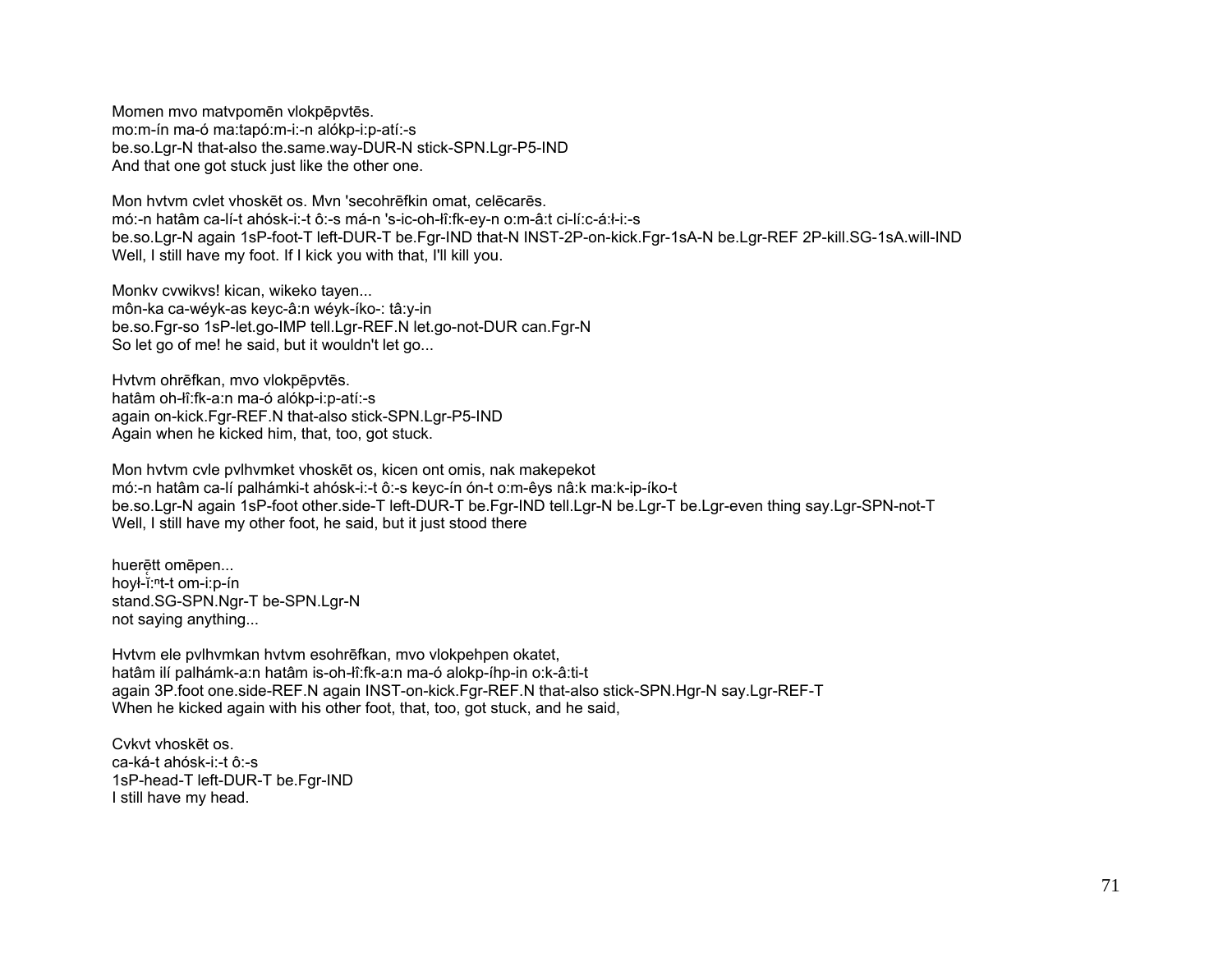Momen mvo matvpomēn vlokpēpvtēs.
mo:m-ín ma-ó ma:tapó:m-i:-n alókp-i:p-atí:-s
be.so.Lgr-N that-also the.same.way-DUR-N stick-SPN.Lgr-P5-IND
And that one got stuck just like the other one.

Mon hvtvm cvlet vhoskēt os. Mvn 'secohrēfkin omat, celēcarēs.
mó:-n hatâm ca-lí-t ahósk-i:-t ô:-s má-n 's-ic-oh-łî:fk-ey-n o:m-â:t ci-lí:c-á:ł-i:-s
be.so.Lgr-N again 1sP-foot-T left-DUR-T be.Fgr-IND that-N INST-2P-on-kick.Fgr-1sA-N be.Lgr-REF 2P-kill.SG-1sA.will-IND
Well, I still have my foot. If I kick you with that, I'll kill you.

Monkv cvwikvs! kican, wikeko tayen...
môn-ka ca-wéyk-as keyc-â:n wéyk-íko-: tâ:y-in
be.so.Fgr-so 1sP-let.go-IMP tell.Lgr-REF.N let.go-not-DUR can.Fgr-N
So let go of me! he said, but it wouldn't let go...

Hvtvm ohrēfkan, mvo vlokpēpvtēs.
hatâm oh-łî:fk-a:n ma-ó alókp-i:p-atí:-s
again on-kick.Fgr-REF.N that-also stick-SPN.Lgr-P5-IND
Again when he kicked him, that, too, got stuck.

Mon hvtvm cvle pvlhvmket vhoskēt os, kicen ont omis, nak makepekot
mó:-n hatâm ca-lí palhámki-t ahósk-i:-t ô:-s keyc-ín ón-t o:m-êys nâ:k ma:k-ip-íko-t
be.so.Lgr-N again 1sP-foot other.side-T left-DUR-T be.Fgr-IND tell.Lgr-N be.Lgr-T be.Lgr-even thing say.Lgr-SPN-not-T
Well, I still have my other foot, he said, but it just stood there

huerēt omēpen...
hoył-ĭ:ⁿt-t om-i:p-ín
stand.SG-SPN.Ngr-T be-SPN.Lgr-N
not saying anything...

Hvtvm ele pvlhvmkan hvtvm esohrēfkan, mvo vlokpehpen okatet,
hatâm ilí palhámk-a:n hatâm is-oh-łî:fk-a:n ma-ó alokp-íhp-in o:k-â:ti-t
again 3P.foot one.side-REF.N again INST-on-kick.Fgr-REF.N that-also stick-SPN.Hgr-N say.Lgr-REF-T
When he kicked again with his other foot, that, too, got stuck, and he said,

Cvkvt vhoskēt os.
ca-ká-t ahósk-i:-t ô:-s
1sP-head-T left-DUR-T be.Fgr-IND
I still have my head.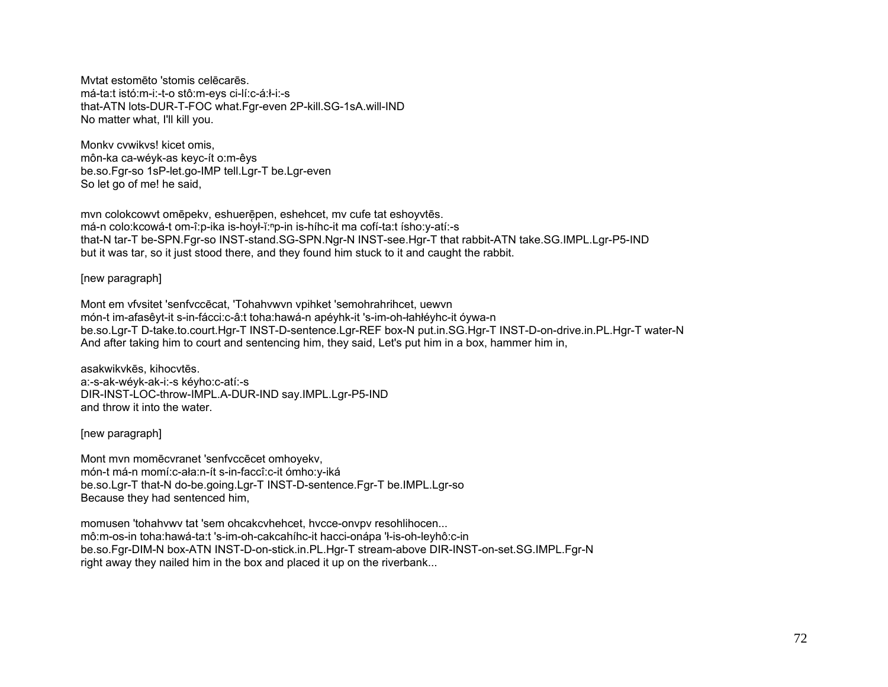Mvtat estomēto 'stomis celēcarēs.
má-ta:t istó:m-i:-t-o stô:m-eys ci-lí:c-á:ł-i:-s
that-ATN lots-DUR-T-FOC what.Fgr-even 2P-kill.SG-1sA.will-IND
No matter what, I'll kill you.

Monkv cvwikvs! kicet omis,
môn-ka ca-wéyk-as keyc-ít o:m-êys
be.so.Fgr-so 1sP-let.go-IMP tell.Lgr-T be.Lgr-even
So let go of me! he said,

mvn colokcowvt omēpekv, eshuerēpen, eshehcet, mv cufe tat eshoyvtēs.
má-n colo:kcowá-t om-î:p-ika is-hoy̨ł-ĭ:ⁿp-in is-híhc-it ma cofí-ta:t ísho:y-atí:-s
that-N tar-T be-SPN.Fgr-so INST-stand.SG-SPN.Ngr-N INST-see.Hgr-T that rabbit-ATN take.SG.IMPL.Lgr-P5-IND
but it was tar, so it just stood there, and they found him stuck to it and caught the rabbit.

[new paragraph]

Mont em vfvsitet 'senfvccēcat, 'Tohahvwvn vpihket 'semohrahrihcet, uewvn
món-t im-afasêyt-it s-in-fácci:c-â:t toha:hawá-n apéyhk-it 's-im-oh-łahłéyhc-it óywa-n
be.so.Lgr-T D-take.to.court.Hgr-T INST-D-sentence.Lgr-REF box-N put.in.SG.Hgr-T INST-D-on-drive.in.PL.Hgr-T water-N
And after taking him to court and sentencing him, they said, Let's put him in a box, hammer him in,

asakwikvkēs, kihocvtēs.
a:-s-ak-wéyk-ak-i:-s kéyho:c-atí:-s
DIR-INST-LOC-throw-IMPL.A-DUR-IND say.IMPL.Lgr-P5-IND
and throw it into the water.

[new paragraph]

Mont mvn momēcvranet 'senfvccēcet omhoyekv,
món-t má-n momí:c-ała:n-ít s-in-faccî:c-it ómho:y-iká
be.so.Lgr-T that-N do-be.going.Lgr-T INST-D-sentence.Fgr-T be.IMPL.Lgr-so
Because they had sentenced him,

momusen 'tohahvwv tat 'sem ohcakcvhehcet, hvcce-onvpv resohlihocen...
mô:m-os-in toha:hawá-ta:t 's-im-oh-cakcahíhc-it hacci-onápa 'ł-is-oh-leyhô:c-in
be.so.Fgr-DIM-N box-ATN INST-D-on-stick.in.PL.Hgr-T stream-above DIR-INST-on-set.SG.IMPL.Fgr-N
right away they nailed him in the box and placed it up on the riverbank...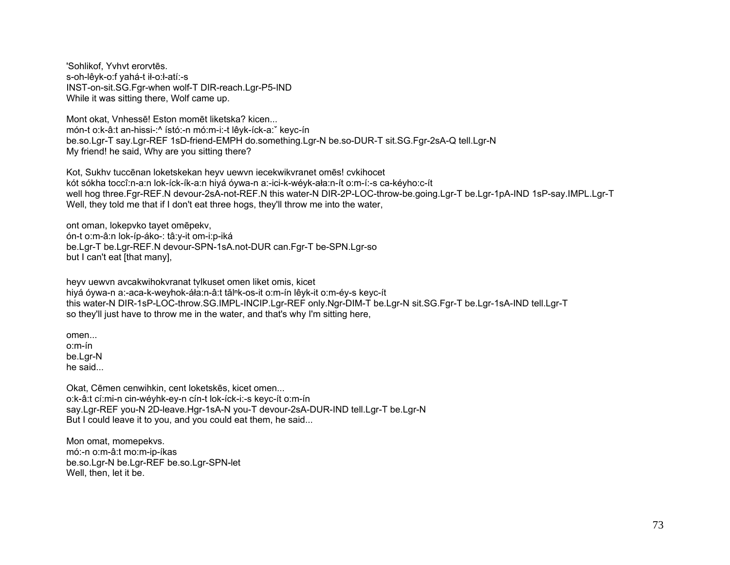'Sohlikof, Yvhvt erorvtēs.
s-oh-lêyk-o:f yahá-t ił-o:ł-atí:-s
INST-on-sit.SG.Fgr-when wolf-T DIR-reach.Lgr-P5-IND
While it was sitting there, Wolf came up.

Mont okat, Vnhessē! Eston momēt liketska? kicen...
món-t o:k-â:t an-hissi-:^ ístó:-n mó:m-i:-t lêyk-íck-a:ˇ keyc-ín
be.so.Lgr-T say.Lgr-REF 1sD-friend-EMPH do.something.Lgr-N be.so-DUR-T sit.SG.Fgr-2sA-Q tell.Lgr-N
My friend! he said, Why are you sitting there?

Kot, Sukhv tuccēnan loketskekan heyv uewvn iecekwikvranet omēs! cvkihocet
kót sókha toccî:n-a:n lok-íck-ík-a:n hiyá óywa-n a:-ici-k-wéyk-áła:n-ít o:m-í:-s ca-kéyho:c-ít
well hog three.Fgr-REF.N devour-2sA-not-REF.N this water-N DIR-2P-LOC-throw-be.going.Lgr-T be.Lgr-1pA-IND 1sP-say.IMPL.Lgr-T
Well, they told me that if I don't eat three hogs, they'll throw me into the water,

ont oman, lokepvko tayet omēpekv,
ón-t o:m-â:n lok-íp-áko-: tâ:y-it om-i:p-iká
be.Lgr-T be.Lgr-REF.N devour-SPN-1sA.not-DUR can.Fgr-T be-SPN.Lgr-so
but I can't eat [that many],

heyv uewvn avcakwihokvranat tvlkuset omen liket omis, kicet
hiyá óywa-n a:-aca-k-weyhok-áła:n-â:t tălⁿk-os-it o:m-ín lêyk-it o:m-éy-s keyc-ít
this water-N DIR-1sP-LOC-throw.SG.IMPL-INCIP.Lgr-REF only.Ngr-DIM-T be.Lgr-N sit.SG.Fgr-T be.Lgr-1sA-IND tell.Lgr-T
so they'll just have to throw me in the water, and that's why I'm sitting here,

omen...
o:m-ín
be.Lgr-N
he said...

Okat, Cēmen cenwihkin, cent loketskēs, kicet omen...
o:k-â:t cí:mi-n cin-wéyhk-ey-n cín-t lok-íck-i:-s keyc-ít o:m-ín
say.Lgr-REF you-N 2D-leave.Hgr-1sA-N you-T devour-2sA-DUR-IND tell.Lgr-T be.Lgr-N
But I could leave it to you, and you could eat them, he said...

Mon omat, momepekvs.
mó:-n o:m-â:t mo:m-ip-íkas
be.so.Lgr-N be.Lgr-REF be.so.Lgr-SPN-let
Well, then, let it be.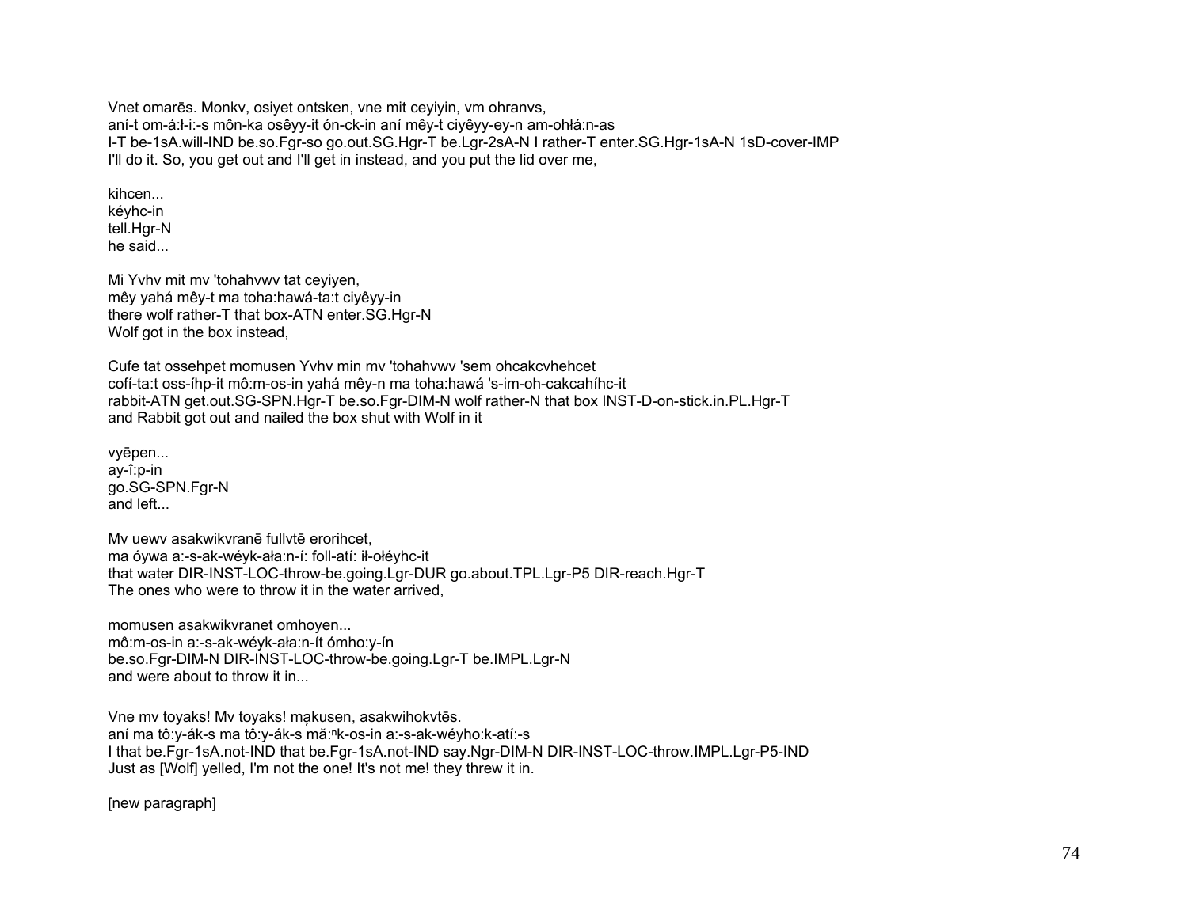Vnet omarēs. Monkv, osiyet ontsken, vne mit ceyiyin, vm ohranvs,
aní-t om-á:ł-i:-s môn-ka osêyy-it ón-ck-in aní mêy-t ciyêyy-ey-n am-ohłá:n-as
I-T be-1sA.will-IND be.so.Fgr-so go.out.SG.Hgr-T be.Lgr-2sA-N I rather-T enter.SG.Hgr-1sA-N 1sD-cover-IMP
I'll do it. So, you get out and I'll get in instead, and you put the lid over me,

kihcen...
kéyhc-in
tell.Hgr-N
he said...

Mi Yvhv mit mv 'tohahvwv tat ceyiyen,
mêy yahá mêy-t ma toha:hawá-ta:t ciyêyy-in
there wolf rather-T that box-ATN enter.SG.Hgr-N
Wolf got in the box instead,

Cufe tat ossehpet momusen Yvhv min mv 'tohahvwv 'sem ohcakcvhehcet
cofí-ta:t oss-íhp-it mô:m-os-in yahá mêy-n ma toha:hawá 's-im-oh-cakcahíhc-it
rabbit-ATN get.out.SG-SPN.Hgr-T be.so.Fgr-DIM-N wolf rather-N that box INST-D-on-stick.in.PL.Hgr-T
and Rabbit got out and nailed the box shut with Wolf in it

vyēpen...
ay-î:p-in
go.SG-SPN.Fgr-N
and left...

Mv uewv asakwikvranē fullvtē erorihcet,
ma óywa a:-s-ak-wéyk-ała:n-í: foll-atí: ił-ołéyhc-it
that water DIR-INST-LOC-throw-be.going.Lgr-DUR go.about.TPL.Lgr-P5 DIR-reach.Hgr-T
The ones who were to throw it in the water arrived,

momusen asakwikvranet omhoyen...
mô:m-os-in a:-s-ak-wéyk-ała:n-ít ómho:y-ín
be.so.Fgr-DIM-N DIR-INST-LOC-throw-be.going.Lgr-T be.IMPL.Lgr-N
and were about to throw it in...

Vne mv toyaks! Mv toyaks! mạkusen, asakwihokvtēs.
aní ma tô:y-ák-s ma tô:y-ák-s mă:ⁿk-os-in a:-s-ak-wéyho:k-atí:-s
I that be.Fgr-1sA.not-IND that be.Fgr-1sA.not-IND say.Ngr-DIM-N DIR-INST-LOC-throw.IMPL.Lgr-P5-IND
Just as [Wolf] yelled, I'm not the one! It's not me! they threw it in.

[new paragraph]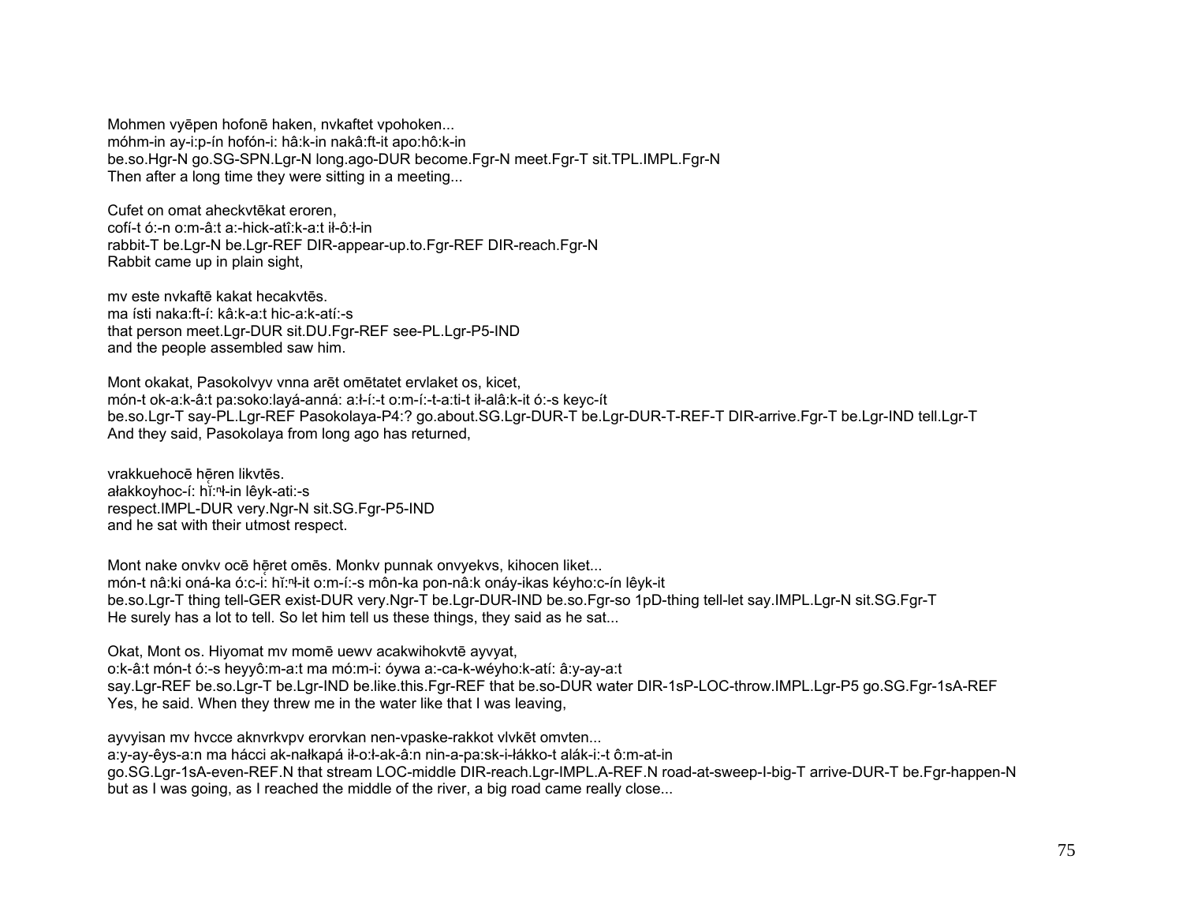Mohmen vyēpen hofonē haken, nvkaftet vpohoken...
móhm-in ay-i:p-ín hofón-i: hâ:k-in nakâ:ft-it apo:hô:k-in
be.so.Hgr-N go.SG-SPN.Lgr-N long.ago-DUR become.Fgr-N meet.Fgr-T sit.TPL.IMPL.Fgr-N
Then after a long time they were sitting in a meeting...

Cufet on omat aheckvtēkat eroren,
cofí-t ó:-n o:m-â:t a:-hick-atî:k-a:t ił-ô:ł-in
rabbit-T be.Lgr-N be.Lgr-REF DIR-appear-up.to.Fgr-REF DIR-reach.Fgr-N
Rabbit came up in plain sight,

mv este nvkaftē kakat hecakvtēs.
ma ísti naka:ft-í: kâ:k-a:t hic-a:k-atí:-s
that person meet.Lgr-DUR sit.DU.Fgr-REF see-PL.Lgr-P5-IND
and the people assembled saw him.

Mont okakat, Pasokolvyv vnna arēt omētatet ervlaket os, kicet,
món-t ok-a:k-â:t pa:soko:layá-anná: a:ł-í:-t o:m-í:-t-a:ti-t ił-alâ:k-it ó:-s keyc-ít
be.so.Lgr-T say-PL.Lgr-REF Pasokolaya-P4:? go.about.SG.Lgr-DUR-T be.Lgr-DUR-T-REF-T DIR-arrive.Fgr-T be.Lgr-IND tell.Lgr-T
And they said, Pasokolaya from long ago has returned,

vrakkuehocē hēren likvtēs.
ałakkoyhoc-í: hǐ:ⁿł-in lêyk-ati:-s
respect.IMPL-DUR very.Ngr-N sit.SG.Fgr-P5-IND
and he sat with their utmost respect.

Mont nake onvkv ocē hēret omēs. Monkv punnak onvyekvs, kihocen liket...
món-t nâ:ki oná-ka ó:c-i: hǐ:ⁿł-it o:m-í:-s môn-ka pon-nâ:k onáy-ikas kéyho:c-ín lêyk-it
be.so.Lgr-T thing tell-GER exist-DUR very.Ngr-T be.Lgr-DUR-IND be.so.Fgr-so 1pD-thing tell-let say.IMPL.Lgr-N sit.SG.Fgr-T
He surely has a lot to tell. So let him tell us these things, they said as he sat...

Okat, Mont os. Hiyomat mv momē uewv acakwihokvtē ayvyat,
o:k-â:t món-t ó:-s heyyô:m-a:t ma mó:m-i: óywa a:-ca-k-wéyho:k-atí: â:y-ay-a:t
say.Lgr-REF be.so.Lgr-T be.Lgr-IND be.like.this.Fgr-REF that be.so-DUR water DIR-1sP-LOC-throw.IMPL.Lgr-P5 go.SG.Fgr-1sA-REF
Yes, he said. When they threw me in the water like that I was leaving,

ayvyisan mv hvcce aknvrkvpv erorvkan nen-vpaske-rakkot vlvkēt omvten...
a:y-ay-êys-a:n ma hácci ak-nałkapá ił-o:ł-ak-â:n nin-a-pa:sk-i-łákko-t alák-i:-t ô:m-at-in
go.SG.Lgr-1sA-even-REF.N that stream LOC-middle DIR-reach.Lgr-IMPL.A-REF.N road-at-sweep-I-big-T arrive-DUR-T be.Fgr-happen-N
but as I was going, as I reached the middle of the river, a big road came really close...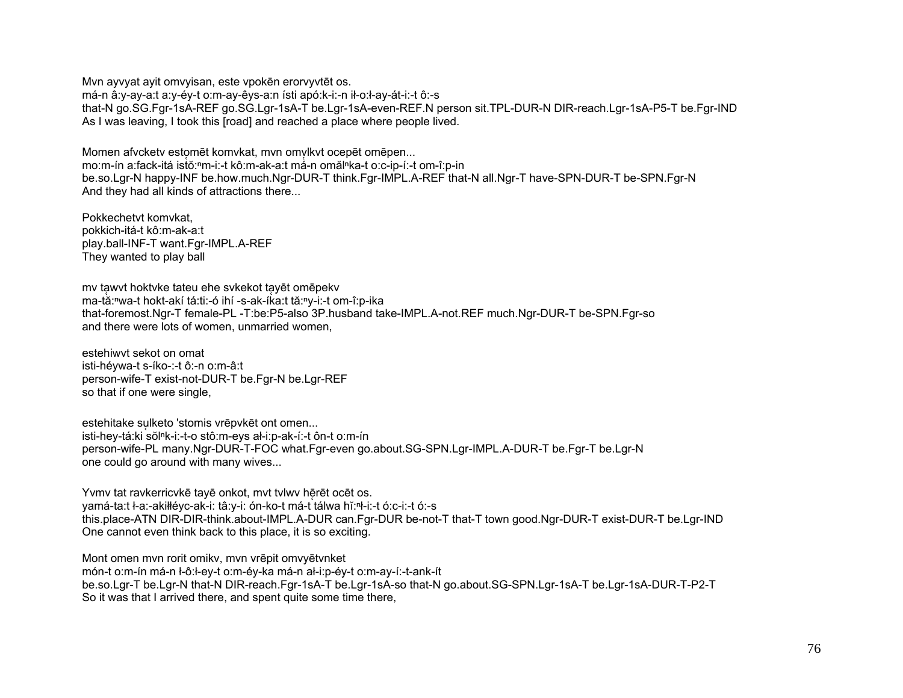Mvn ayvyat ayit omvyisan, este vpokēn erorvyvtēt os.
má-n â:y-ay-a:t a:y-éy-t o:m-ay-êys-a:n ísti apó:k-i:-n ił-o:ł-ay-át-i:-t ô:-s
that-N go.SG.Fgr-1sA-REF go.SG.Lgr-1sA-T be.Lgr-1sA-even-REF.N person sit.TPL-DUR-N DIR-reach.Lgr-1sA-P5-T be.Fgr-IND
As I was leaving, I took this [road] and reached a place where people lived.

Momen afvcketv estomēt komvkat, mvn omvlkvt ocepēt omēpen...
mo:m-ín a:fack-itá istŏ̰:ⁿm-i:-t kô:m-ak-a:t mă̰-n omălⁿka-t o:c-ip-í:-t om-î:p-in
be.so.Lgr-N happy-INF be.how.much.Ngr-DUR-T think.Fgr-IMPL.A-REF that-N all.Ngr-T have-SPN-DUR-T be-SPN.Fgr-N
And they had all kinds of attractions there...

Pokkechetvt komvkat,
pokkich-itá-t kô:m-ak-a:t
play.ball-INF-T want.Fgr-IMPL.A-REF
They wanted to play ball

mv tawvt hoktvke tateu ehe svkekot tayēt omēpekv
ma-tă̰:ⁿwa-t hokt-akí tá:ti:-ó ihí -s-ak-íka:t tă̰:ⁿy-i:-t om-î:p-ika
that-foremost.Ngr-T female-PL -T:be:P5-also 3P.husband take-IMPL.A-not.REF much.Ngr-DUR-T be-SPN.Fgr-so
and there were lots of women, unmarried women,

estehiwvt sekot on omat
isti-héywa-t s-íko-:-t ô:-n o:m-â:t
person-wife-T exist-not-DUR-T be.Fgr-N be.Lgr-REF
so that if one were single,

estehitake sulketo 'stomis vrēpvkēt ont omen...
isti-hey-tá:ki sŏ̰lⁿk-i:-t-o stô:m-eys ał-i:p-ak-í:-t ôn-t o:m-ín
person-wife-PL many.Ngr-DUR-T-FOC what.Fgr-even go.about.SG-SPN.Lgr-IMPL.A-DUR-T be.Fgr-T be.Lgr-N
one could go around with many wives...

Yvmv tat ravkerricvkē tayē onkot, mvt tvlwv hērēt ocēt os.
yamá-ta:t ł-a:-akiłłéyc-ak-i: tâ:y-i: ón-ko-t má-t tálwa hḭ̆:ⁿł-i:-t ó:c-i:-t ó:-s
this.place-ATN DIR-DIR-think.about-IMPL.A-DUR can.Fgr-DUR be-not-T that-T town good.Ngr-DUR-T exist-DUR-T be.Lgr-IND
One cannot even think back to this place, it is so exciting.

Mont omen mvn rorit omikv, mvn vrēpit omvyētvnket
món-t o:m-ín má-n ł-ô:ł-ey-t o:m-éy-ka má-n ał-i:p-éy-t o:m-ay-í:-t-ank-ít
be.so.Lgr-T be.Lgr-N that-N DIR-reach.Fgr-1sA-T be.Lgr-1sA-so that-N go.about.SG-SPN.Lgr-1sA-T be.Lgr-1sA-DUR-T-P2-T
So it was that I arrived there, and spent quite some time there,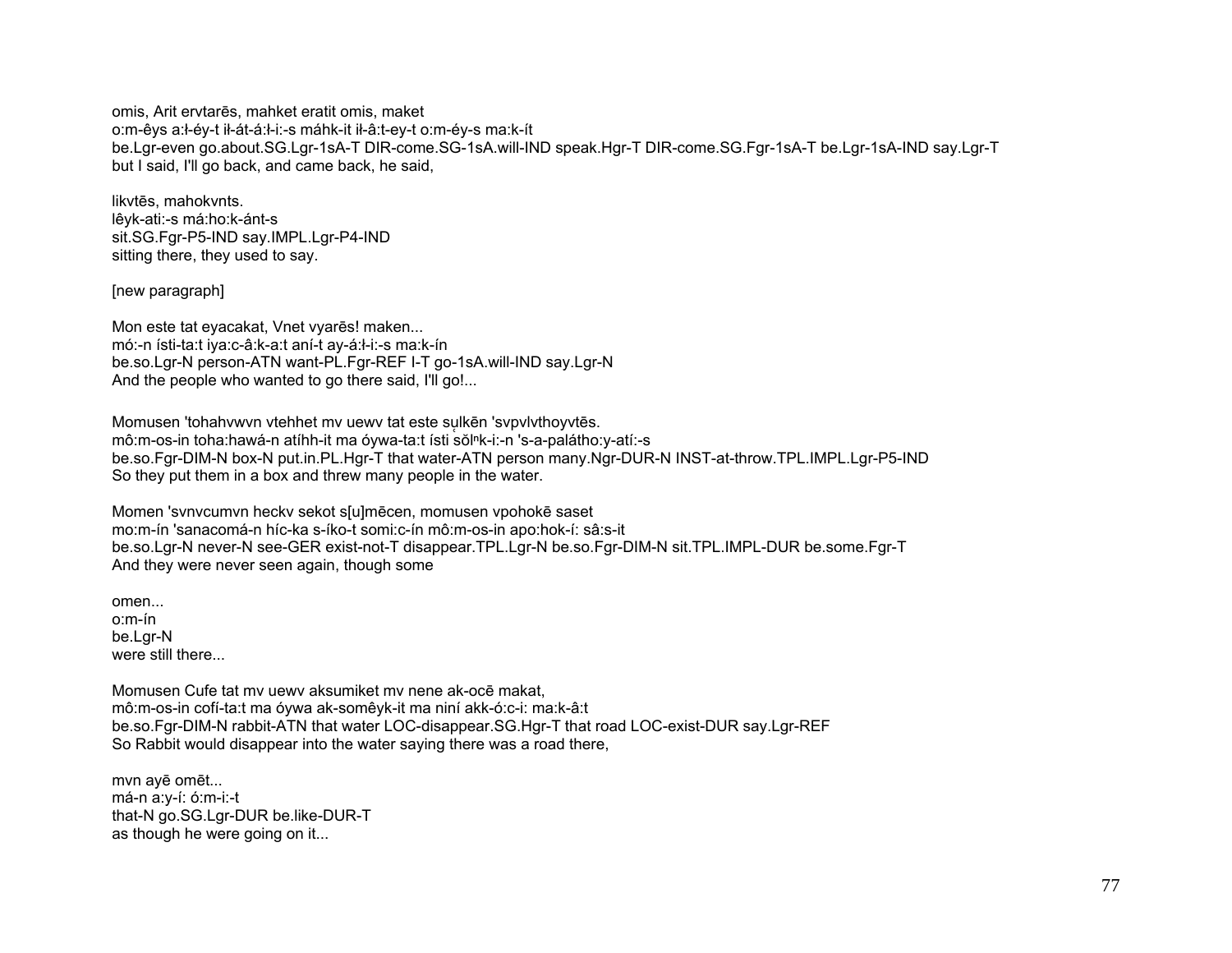omis, Arit ervtarēs, mahket eratit omis, maket
o:m-êys a:ɬ-éy-t iɬ-át-á:ɬ-i:-s máhk-it iɬ-â:t-ey-t o:m-éy-s ma:k-ít
be.Lgr-even go.about.SG.Lgr-1sA-T DIR-come.SG-1sA.will-IND speak.Hgr-T DIR-come.SG.Fgr-1sA-T be.Lgr-1sA-IND say.Lgr-T
but I said, I'll go back, and came back, he said,

likvtēs, mahokvnts.
lêyk-ati:-s má:ho:k-ánt-s
sit.SG.Fgr-P5-IND say.IMPL.Lgr-P4-IND
sitting there, they used to say.

[new paragraph]

Mon este tat eyacakat, Vnet vyarēs! maken...
mó:-n ísti-ta:t iya:c-â:k-a:t aní-t ay-á:ɬ-i:-s ma:k-ín
be.so.Lgr-N person-ATN want-PL.Fgr-REF I-T go-1sA.will-IND say.Lgr-N
And the people who wanted to go there said, I'll go!...

Momusen 'tohahvwvn vtehhet mv uewv tat este su̜lkēn 'svpvlvthoyvtēs.
mô:m-os-in toha:hawá-n atíhh-it ma óywa-ta:t ísti sŏ̜lⁿk-i:-n 's-a-palátho:y-atí:-s
be.so.Fgr-DIM-N box-N put.in.PL.Hgr-T that water-ATN person many.Ngr-DUR-N INST-at-throw.TPL.IMPL.Lgr-P5-IND
So they put them in a box and threw many people in the water.

Momen 'svnvcumvn heckv sekot s[u]mēcen, momusen vpohokē saset
mo:m-ín 'sanacomá-n híc-ka s-íko-t somi:c-ín mô:m-os-in apo:hok-í: sâ:s-it
be.so.Lgr-N never-N see-GER exist-not-T disappear.TPL.Lgr-N be.so.Fgr-DIM-N sit.TPL.IMPL-DUR be.some.Fgr-T
And they were never seen again, though some

omen...
o:m-ín
be.Lgr-N
were still there...

Momusen Cufe tat mv uewv aksumiket mv nene ak-ocē makat,
mô:m-os-in cofí-ta:t ma óywa ak-somêyk-it ma niní akk-ó:c-i: ma:k-â:t
be.so.Fgr-DIM-N rabbit-ATN that water LOC-disappear.SG.Hgr-T that road LOC-exist-DUR say.Lgr-REF
So Rabbit would disappear into the water saying there was a road there,

mvn ayē omēt...
má-n a:y-í: ó:m-i:-t
that-N go.SG.Lgr-DUR be.like-DUR-T
as though he were going on it...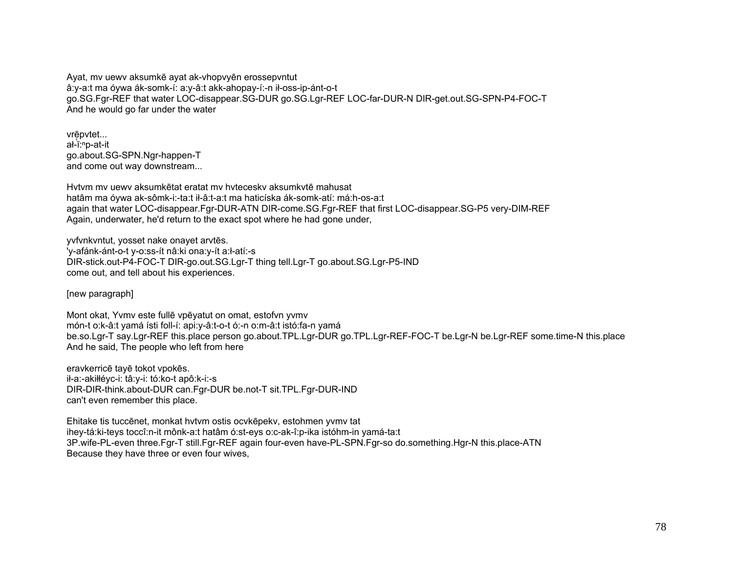Ayat, mv uewv aksumkē ayat ak-vhopvyēn erossepvntut
â:y-a:t ma óywa ák-somk-í: a:y-â:t akk-ahopay-í:-n ił-oss-ip-ánt-o-t
go.SG.Fgr-REF that water LOC-disappear.SG-DUR go.SG.Lgr-REF LOC-far-DUR-N DIR-get.out.SG-SPN-P4-FOC-T
And he would go far under the water

vrę̄pvtet...
ał-ĭ:ⁿp-at-it
go.about.SG-SPN.Ngr-happen-T
and come out way downstream...

Hvtvm mv uewv aksumkētat eratat mv hvteceskv aksumkvtē mahusat
hatâm ma óywa ak-sômk-i:-ta:t ił-â:t-a:t ma haticíska ák-somk-atí: má:h-os-a:t
again that water LOC-disappear.Fgr-DUR-ATN DIR-come.SG.Fgr-REF that first LOC-disappear.SG-P5 very-DIM-REF
Again, underwater, he'd return to the exact spot where he had gone under,

yvfvnkvntut, yosset nake onayet arvtēs.
'y-afánk-ánt-o-t y-o:ss-ít nâ:ki ona:y-ít a:ł-atí:-s
DIR-stick.out-P4-FOC-T DIR-go.out.SG.Lgr-T thing tell.Lgr-T go.about.SG.Lgr-P5-IND
come out, and tell about his experiences.

[new paragraph]

Mont okat, Yvmv este fullē vpēyatut on omat, estofvn yvmv
món-t o:k-â:t yamá ísti foll-í: api:y-â:t-o-t ó:-n o:m-â:t istó:fa-n yamá
be.so.Lgr-T say.Lgr-REF this.place person go.about.TPL.Lgr-DUR go.TPL.Lgr-REF-FOC-T be.Lgr-N be.Lgr-REF some.time-N this.place
And he said, The people who left from here

eravkerricē tayē tokot vpokēs.
ił-a:-akiłłéyc-i: tâ:y-i: tó:ko-t apô:k-i:-s
DIR-DIR-think.about-DUR can.Fgr-DUR be.not-T sit.TPL.Fgr-DUR-IND
can't even remember this place.

Ehitake tis tuccēnet, monkat hvtvm ostis ocvkēpekv, estohmen yvmv tat
ihey-tá:ki-teys toccî:n-it mônk-a:t hatâm ó:st-eys o:c-ak-î:p-ika istóhm-in yamá-ta:t
3P.wife-PL-even three.Fgr-T still.Fgr-REF again four-even have-PL-SPN.Fgr-so do.something.Hgr-N this.place-ATN
Because they have three or even four wives,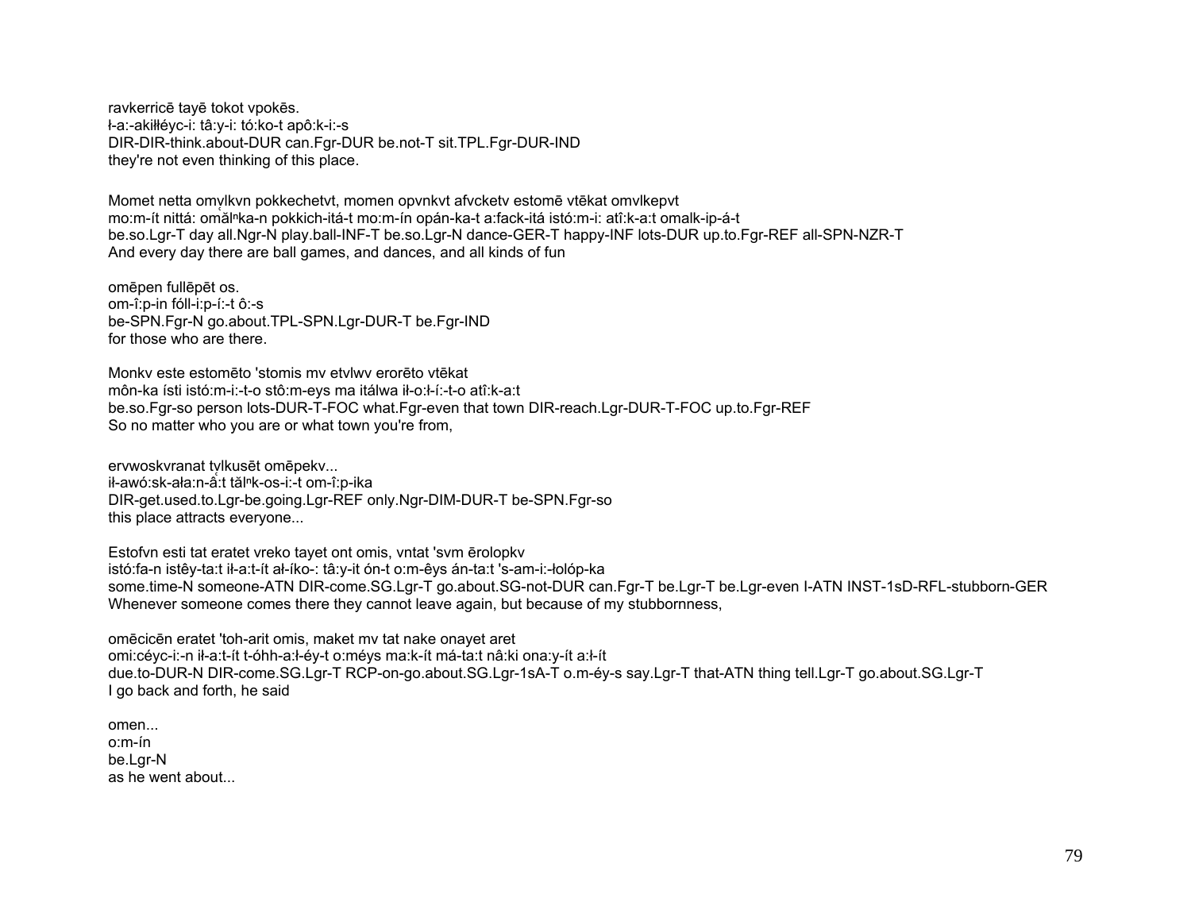ravkerricē tayē tokot vpokēs.
ł-a:-akiłłéyc-i: tâ:y-i: tó:ko-t apô:k-i:-s
DIR-DIR-think.about-DUR can.Fgr-DUR be.not-T sit.TPL.Fgr-DUR-IND
they're not even thinking of this place.

Momet netta omv̨lkvn pokkechetvt, momen opvnkvt afvcketv estomē vtēkat omvlkepvt
mo:m-ít nittá: omă̧lⁿka-n pokkich-itá-t mo:m-ín opán-ka-t a:fack-itá istó:m-i: atî:k-a:t omalk-ip-á-t
be.so.Lgr-T day all.Ngr-N play.ball-INF-T be.so.Lgr-N dance-GER-T happy-INF lots-DUR up.to.Fgr-REF all-SPN-NZR-T
And every day there are ball games, and dances, and all kinds of fun

omēpen fullēpēt os.
om-î:p-in fóll-i:p-í:-t ô:-s
be-SPN.Fgr-N go.about.TPL-SPN.Lgr-DUR-T be.Fgr-IND
for those who are there.

Monkv este estomēto 'stomis mv etvlwv erorēto vtēkat
môn-ka ísti istó:m-i:-t-o stô:m-eys ma itálwa ił-o:ł-í:-t-o atî:k-a:t
be.so.Fgr-so person lots-DUR-T-FOC what.Fgr-even that town DIR-reach.Lgr-DUR-T-FOC up.to.Fgr-REF
So no matter who you are or what town you're from,

ervwoskvranat tv̨lkusēt omēpekv...
ił-awó:sk-ała:n-â̧:t tălⁿk-os-i:-t om-î:p-ika
DIR-get.used.to.Lgr-be.going.Lgr-REF only.Ngr-DIM-DUR-T be-SPN.Fgr-so
this place attracts everyone...

Estofvn esti tat eratet vreko tayet ont omis, vntat 'svm ērolopkv
istó:fa-n istêy-ta:t ił-a:t-ít ał-íko-: tâ:y-it ón-t o:m-êys án-ta:t 's-am-i:-łolóp-ka
some.time-N someone-ATN DIR-come.SG.Lgr-T go.about.SG-not-DUR can.Fgr-T be.Lgr-T be.Lgr-even I-ATN INST-1sD-RFL-stubborn-GER
Whenever someone comes there they cannot leave again, but because of my stubbornness,

omēcicēn eratet 'toh-arit omis, maket mv tat nake onayet aret
omi:céyc-i:-n ił-a:t-ít t-óhh-a:ł-éy-t o:méys ma:k-ít má-ta:t nâ:ki ona:y-ít a:ł-ít
due.to-DUR-N DIR-come.SG.Lgr-T RCP-on-go.about.SG.Lgr-1sA-T o.m-éy-s say.Lgr-T that-ATN thing tell.Lgr-T go.about.SG.Lgr-T
I go back and forth, he said

omen...
o:m-ín
be.Lgr-N
as he went about...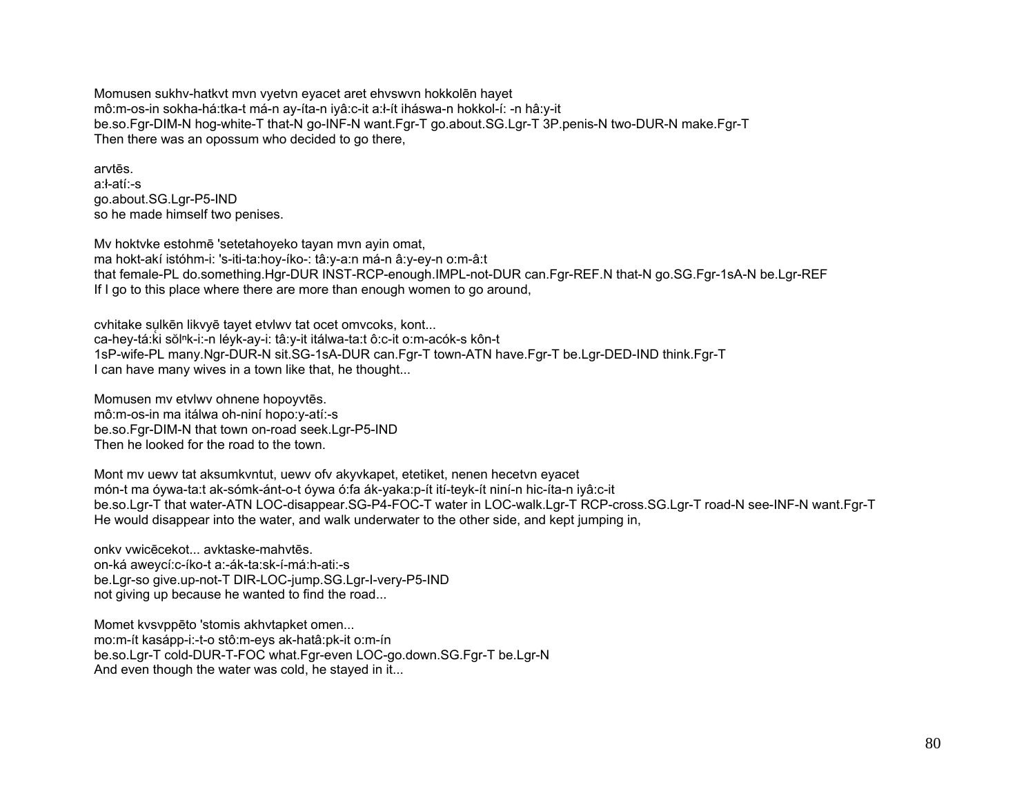Momusen sukhv-hatkvt mvn vyetvn eyacet aret ehvswvn hokkolēn hayet
mô:m-os-in sokha-há:tka-t má-n ay-íta-n iyâ:c-it a:ł-ít iháswa-n hokkol-í: -n hâ:y-it
be.so.Fgr-DIM-N hog-white-T that-N go-INF-N want.Fgr-T go.about.SG.Lgr-T 3P.penis-N two-DUR-N make.Fgr-T
Then there was an opossum who decided to go there,

arvtēs.
a:ł-atí:-s
go.about.SG.Lgr-P5-IND
so he made himself two penises.

Mv hoktvke estohmē 'setetahoyeko tayan mvn ayin omat,
ma hokt-akí istóhm-i: 's-iti-ta:hoy-íko-: tâ:y-a:n má-n â:y-ey-n o:m-â:t
that female-PL do.something.Hgr-DUR INST-RCP-enough.IMPL-not-DUR can.Fgr-REF.N that-N go.SG.Fgr-1sA-N be.Lgr-REF
If I go to this place where there are more than enough women to go around,

cvhitake sulkēn likvyē tayet etvlwv tat ocet omvcoks, kont...
ca-hey-tá:ḳi sŏlⁿk-i:-n léyk-ay-i: tâ:y-it itálwa-ta:t ô:c-it o:m-acók-s kôn-t
1sP-wife-PL many.Ngr-DUR-N sit.SG-1sA-DUR can.Fgr-T town-ATN have.Fgr-T be.Lgr-DED-IND think.Fgr-T
I can have many wives in a town like that, he thought...

Momusen mv etvlwv ohnene hopoyvtēs.
mô:m-os-in ma itálwa oh-niní hopo:y-atí:-s
be.so.Fgr-DIM-N that town on-road seek.Lgr-P5-IND
Then he looked for the road to the town.

Mont mv uewv tat aksumkvntut, uewv ofv akyvkapet, etetiket, nenen hecetvn eyacet
món-t ma óywa-ta:t ak-sómk-ánt-o-t óywa ó:fa ák-yaka:p-ít ití-teyk-ít niní-n hic-íta-n iyâ:c-it
be.so.Lgr-T that water-ATN LOC-disappear.SG-P4-FOC-T water in LOC-walk.Lgr-T RCP-cross.SG.Lgr-T road-N see-INF-N want.Fgr-T
He would disappear into the water, and walk underwater to the other side, and kept jumping in,

onkv vwicēcekot... avktaske-mahvtēs.
on-ká aweycí:c-íko-t a:-ák-ta:sk-í-má:h-ati:-s
be.Lgr-so give.up-not-T DIR-LOC-jump.SG.Lgr-I-very-P5-IND
not giving up because he wanted to find the road...

Momet kvsvppēto 'stomis akhvtapket omen...
mo:m-ít kasápp-i:-t-o stô:m-eys ak-hatâ:pk-it o:m-ín
be.so.Lgr-T cold-DUR-T-FOC what.Fgr-even LOC-go.down.SG.Fgr-T be.Lgr-N
And even though the water was cold, he stayed in it...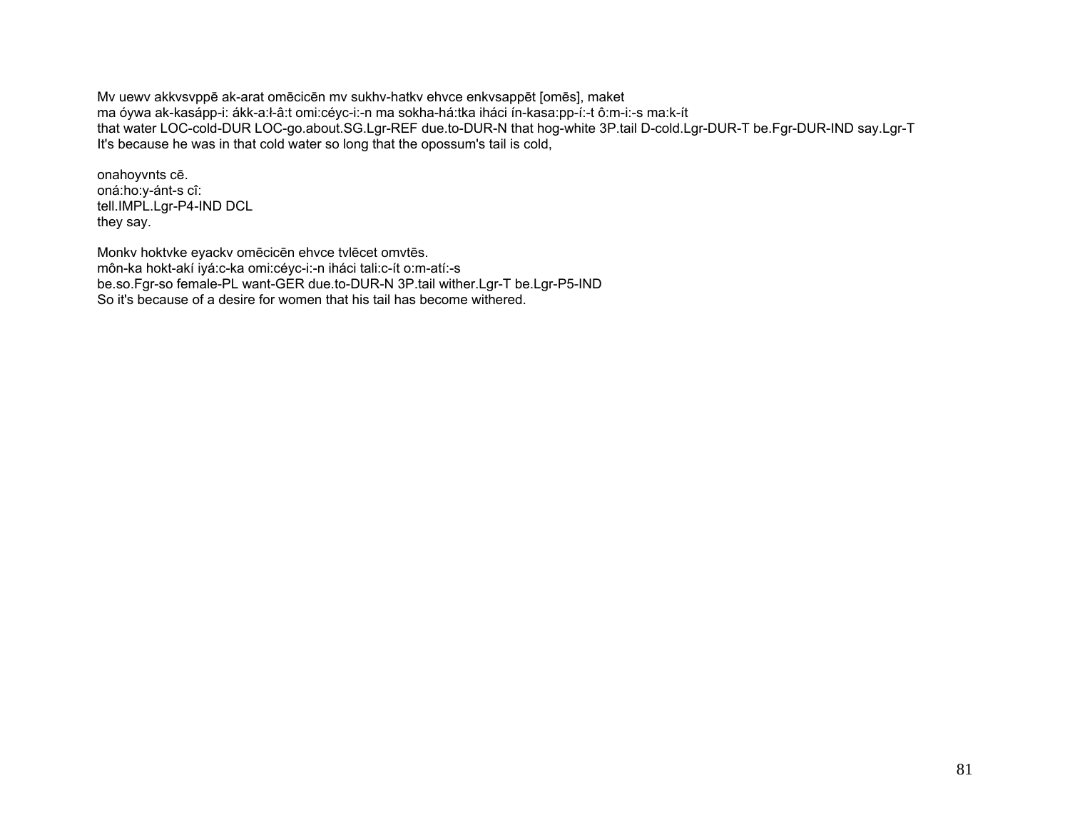Mv uewv akkvsvppē ak-arat omēcicēn mv sukhv-hatkv ehvce enkvsappēt [omēs], maket
ma óywa ak-kasápp-i: ákk-a:ɬ-â:t omi:céyc-i:-n ma sokha-há:tka iháci ín-kasa:pp-í:-t ô:m-i:-s ma:k-ít
that water LOC-cold-DUR LOC-go.about.SG.Lgr-REF due.to-DUR-N that hog-white 3P.tail D-cold.Lgr-DUR-T be.Fgr-DUR-IND say.Lgr-T
It's because he was in that cold water so long that the opossum's tail is cold,

onahoyvnts cē.
oná:ho:y-ánt-s cî:
tell.IMPL.Lgr-P4-IND DCL
they say.

Monkv hoktvke eyackv omēcicēn ehvce tvlēcet omvtēs.
môn-ka hokt-akí iyá:c-ka omi:céyc-i:-n iháci tali:c-ít o:m-atí:-s
be.so.Fgr-so female-PL want-GER due.to-DUR-N 3P.tail wither.Lgr-T be.Lgr-P5-IND
So it's because of a desire for women that his tail has become withered.